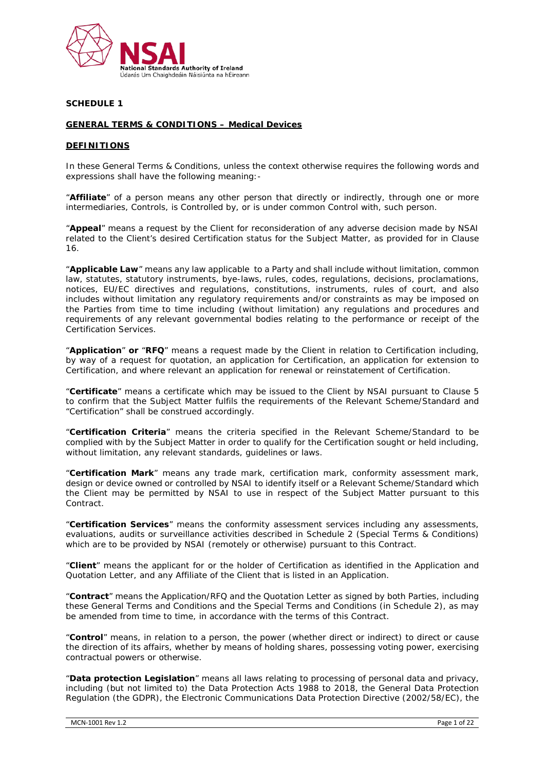**SCHEDULE 1**

**GENERAL TERMS & CONDITIONS – Medical Devices**

**DEFINITIONS**

In these General Terms & Conditions, unless the context otherwise requires the following words and expressions shall have the following meaning:-

"**Affiliate**" of a person means any other person that directly or indirectly, through one or more intermediaries, Controls, is Controlled by, or is under common Control with, such person.

"**Appeal**" means a request by the Client for reconsideration of any adverse decision made by NSAI related to the Client's desired Certification status for the Subject Matter, as provided for in Clause 16.

"**Applicable Law**" means any law applicable to a Party and shall include without limitation, common law, statutes, statutory instruments, bye-laws, rules, codes, regulations, decisions, proclamations, notices, EU/EC directives and regulations, constitutions, instruments, rules of court, and also includes without limitation any regulatory requirements and/or constraints as may be imposed on the Parties from time to time including (without limitation) any regulations and procedures and requirements of any relevant governmental bodies relating to the performance or receipt of the Certification Services.

"**Application**" **or** "**RFQ**" means a request made by the Client in relation to Certification including, by way of a request for quotation, an application for Certification, an application for extension to Certification, and where relevant an application for renewal or reinstatement of Certification.

"**Certificate**" means a certificate which may be issued to the Client by NSAI pursuant to Clause 5 to confirm that the Subject Matter fulfils the requirements of the Relevant Scheme/Standard and "Certification" shall be construed accordingly.

"**Certification Criteria**" means the criteria specified in the Relevant Scheme/Standard to be complied with by the Subject Matter in order to qualify for the Certification sought or held including, without limitation, any relevant standards, guidelines or laws.

"**Certification Mark**" means any trade mark, certification mark, conformity assessment mark, design or device owned or controlled by NSAI to identify itself or a Relevant Scheme/Standard which the Client may be permitted by NSAI to use in respect of the Subject Matter pursuant to this Contract.

"**Certification Services**" means the conformity assessment services including any assessments, evaluations, audits or surveillance activities described in Schedule 2 (Special Terms & Conditions) which are to be provided by NSAI (remotely or otherwise) pursuant to this Contract.

"**Client**" means the applicant for or the holder of Certification as identified in the Application and Quotation Letter, and any Affiliate of the Client that is listed in an Application.

"**Contract**" means the Application/RFQ and the Quotation Letter as signed by both Parties, including these General Terms and Conditions and the Special Terms and Conditions (in Schedule 2), as may be amended from time to time, in accordance with the terms of this Contract.

"**Control**" means, in relation to a person, the power (whether direct or indirect) to direct or cause the direction of its affairs, whether by means of holding shares, possessing voting power, exercising contractual powers or otherwise.

"**Data protection Legislation**" means all laws relating to processing of personal data and privacy, including (but not limited to) the Data Protection Acts 1988 to 2018, the General Data Protection Regulation (the GDPR), the Electronic Communications Data Protection Directive (2002/58/EC), the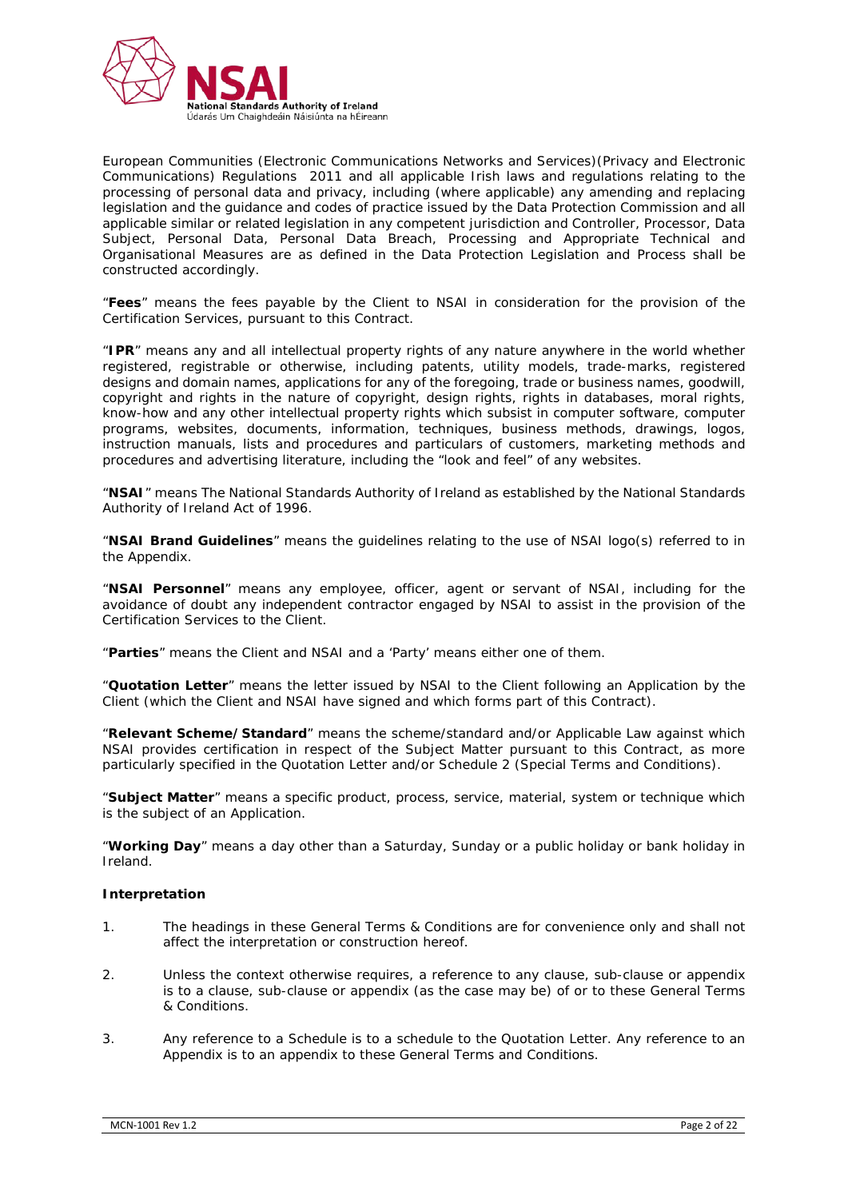European Communities (Electronic Communications Networks and Services)(Privacy and Electronic Communications) Regulations 2011 and all applicable Irish laws and regulations relating to the processing of personal data and privacy, including (where applicable) any amending and replacing legislation and the guidance and codes of practice issued by the Data Protection Commission and all applicable similar or related legislation in any competent jurisdiction and Controller, Processor, Data Subject, Personal Data, Personal Data Breach, Processing and Appropriate Technical and Organisational Measures are as defined in the Data Protection Legislation and Process shall be constructed accordingly.

"**Fees**" means the fees payable by the Client to NSAI in consideration for the provision of the Certification Services, pursuant to this Contract.

"**IPR**" means any and all intellectual property rights of any nature anywhere in the world whether registered, registrable or otherwise, including patents, utility models, trade-marks, registered designs and domain names, applications for any of the foregoing, trade or business names, goodwill, copyright and rights in the nature of copyright, design rights, rights in databases, moral rights, know-how and any other intellectual property rights which subsist in computer software, computer programs, websites, documents, information, techniques, business methods, drawings, logos, instruction manuals, lists and procedures and particulars of customers, marketing methods and procedures and advertising literature, including the "look and feel" of any websites.

"**NSAI**" means The National Standards Authority of Ireland as established by the National Standards Authority of Ireland Act of 1996.

"**NSAI Brand Guidelines**" means the guidelines relating to the use of NSAI logo(s) referred to in the Appendix.

"**NSAI Personnel**" means any employee, officer, agent or servant of NSAI, including for the avoidance of doubt any independent contractor engaged by NSAI to assist in the provision of the Certification Services to the Client.

"**Parties**" means the Client and NSAI and a 'Party' means either one of them.

"**Quotation Letter**" means the letter issued by NSAI to the Client following an Application by the Client (which the Client and NSAI have signed and which forms part of this Contract).

"**Relevant Scheme/Standard**" means the scheme/standard and/or Applicable Law against which NSAI provides certification in respect of the Subject Matter pursuant to this Contract, as more particularly specified in the Quotation Letter and/or Schedule 2 (Special Terms and Conditions).

"**Subject Matter**" means a specific product, process, service, material, system or technique which is the subject of an Application.

"**Working Day**" means a day other than a Saturday, Sunday or a public holiday or bank holiday in Ireland.

**Interpretation**

1. The headings in these General Terms & Conditions are for convenience only and shall not affect the interpretation or construction hereof.

2. Unless the context otherwise requires, a reference to any clause, sub-clause or appendix is to a clause, sub-clause or appendix (as the case may be) of or to these General Terms & Conditions.

3. Any reference to a Schedule is to a schedule to the Quotation Letter. Any reference to an Appendix is to an appendix to these General Terms and Conditions.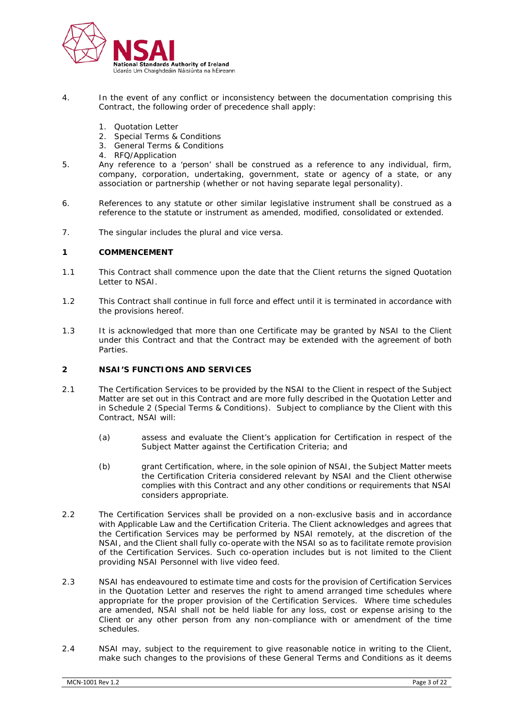4. In the event of any conflict or inconsistency between the documentation comprising this Contract, the following order of precedence shall apply:

   1. Quotation Letter
   2. Special Terms & Conditions
   3. General Terms & Conditions
   4. RFQ/Application

5. Any reference to a 'person' shall be construed as a reference to any individual, firm, company, corporation, undertaking, government, state or agency of a state, or any association or partnership (whether or not having separate legal personality).

6. References to any statute or other similar legislative instrument shall be construed as a reference to the statute or instrument as amended, modified, consolidated or extended.

7. The singular includes the plural and vice versa.

## 1 COMMENCEMENT

1.1 This Contract shall commence upon the date that the Client returns the signed Quotation Letter to NSAI.

1.2 This Contract shall continue in full force and effect until it is terminated in accordance with the provisions hereof.

1.3 It is acknowledged that more than one Certificate may be granted by NSAI to the Client under this Contract and that the Contract may be extended with the agreement of both Parties.

## 2 NSAI'S FUNCTIONS AND SERVICES

2.1 The Certification Services to be provided by the NSAI to the Client in respect of the Subject Matter are set out in this Contract and are more fully described in the Quotation Letter and in Schedule 2 (Special Terms & Conditions). Subject to compliance by the Client with this Contract, NSAI will:

(a) assess and evaluate the Client's application for Certification in respect of the Subject Matter against the Certification Criteria; and

(b) grant Certification, where, in the sole opinion of NSAI, the Subject Matter meets the Certification Criteria considered relevant by NSAI and the Client otherwise complies with this Contract and any other conditions or requirements that NSAI considers appropriate.

2.2 The Certification Services shall be provided on a non-exclusive basis and in accordance with Applicable Law and the Certification Criteria. The Client acknowledges and agrees that the Certification Services may be performed by NSAI remotely, at the discretion of the NSAI, and the Client shall fully co-operate with the NSAI so as to facilitate remote provision of the Certification Services. Such co-operation includes but is not limited to the Client providing NSAI Personnel with live video feed.

2.3 NSAI has endeavoured to estimate time and costs for the provision of Certification Services in the Quotation Letter and reserves the right to amend arranged time schedules where appropriate for the proper provision of the Certification Services. Where time schedules are amended, NSAI shall not be held liable for any loss, cost or expense arising to the Client or any other person from any non-compliance with or amendment of the time schedules.

2.4 NSAI may, subject to the requirement to give reasonable notice in writing to the Client, make such changes to the provisions of these General Terms and Conditions as it deems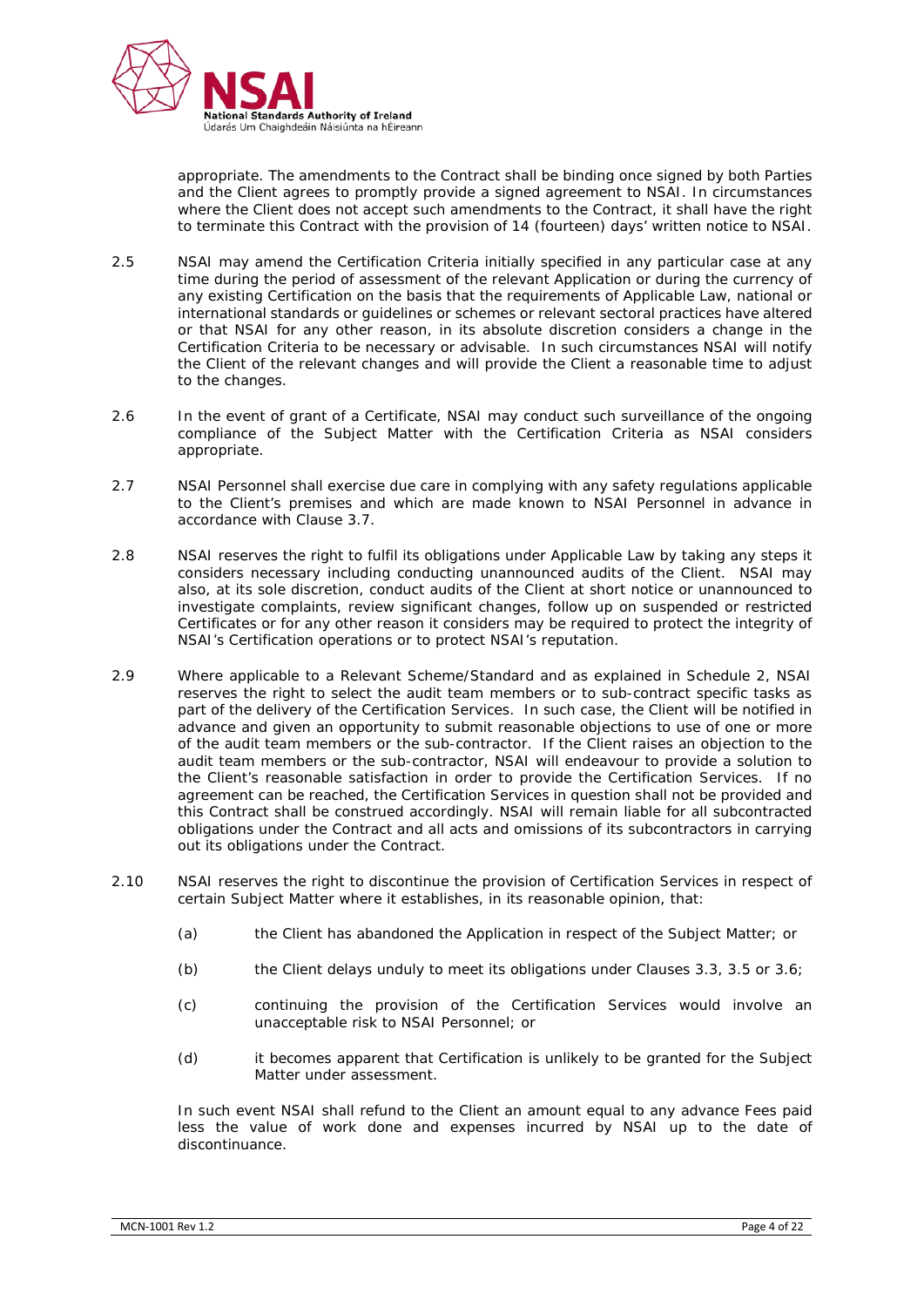appropriate. The amendments to the Contract shall be binding once signed by both Parties and the Client agrees to promptly provide a signed agreement to NSAI. In circumstances where the Client does not accept such amendments to the Contract, it shall have the right to terminate this Contract with the provision of 14 (fourteen) days' written notice to NSAI.

2.5 NSAI may amend the Certification Criteria initially specified in any particular case at any time during the period of assessment of the relevant Application or during the currency of any existing Certification on the basis that the requirements of Applicable Law, national or international standards or guidelines or schemes or relevant sectoral practices have altered or that NSAI for any other reason, in its absolute discretion considers a change in the Certification Criteria to be necessary or advisable. In such circumstances NSAI will notify the Client of the relevant changes and will provide the Client a reasonable time to adjust to the changes.

2.6 In the event of grant of a Certificate, NSAI may conduct such surveillance of the ongoing compliance of the Subject Matter with the Certification Criteria as NSAI considers appropriate.

2.7 NSAI Personnel shall exercise due care in complying with any safety regulations applicable to the Client's premises and which are made known to NSAI Personnel in advance in accordance with Clause 3.7.

2.8 NSAI reserves the right to fulfil its obligations under Applicable Law by taking any steps it considers necessary including conducting unannounced audits of the Client. NSAI may also, at its sole discretion, conduct audits of the Client at short notice or unannounced to investigate complaints, review significant changes, follow up on suspended or restricted Certificates or for any other reason it considers may be required to protect the integrity of NSAI's Certification operations or to protect NSAI's reputation.

2.9 Where applicable to a Relevant Scheme/Standard and as explained in Schedule 2, NSAI reserves the right to select the audit team members or to sub-contract specific tasks as part of the delivery of the Certification Services. In such case, the Client will be notified in advance and given an opportunity to submit reasonable objections to use of one or more of the audit team members or the sub-contractor. If the Client raises an objection to the audit team members or the sub-contractor, NSAI will endeavour to provide a solution to the Client's reasonable satisfaction in order to provide the Certification Services. If no agreement can be reached, the Certification Services in question shall not be provided and this Contract shall be construed accordingly. NSAI will remain liable for all subcontracted obligations under the Contract and all acts and omissions of its subcontractors in carrying out its obligations under the Contract.

2.10 NSAI reserves the right to discontinue the provision of Certification Services in respect of certain Subject Matter where it establishes, in its reasonable opinion, that:

(a) the Client has abandoned the Application in respect of the Subject Matter; or

(b) the Client delays unduly to meet its obligations under Clauses 3.3, 3.5 or 3.6;

(c) continuing the provision of the Certification Services would involve an unacceptable risk to NSAI Personnel; or

(d) it becomes apparent that Certification is unlikely to be granted for the Subject Matter under assessment.

In such event NSAI shall refund to the Client an amount equal to any advance Fees paid less the value of work done and expenses incurred by NSAI up to the date of discontinuance.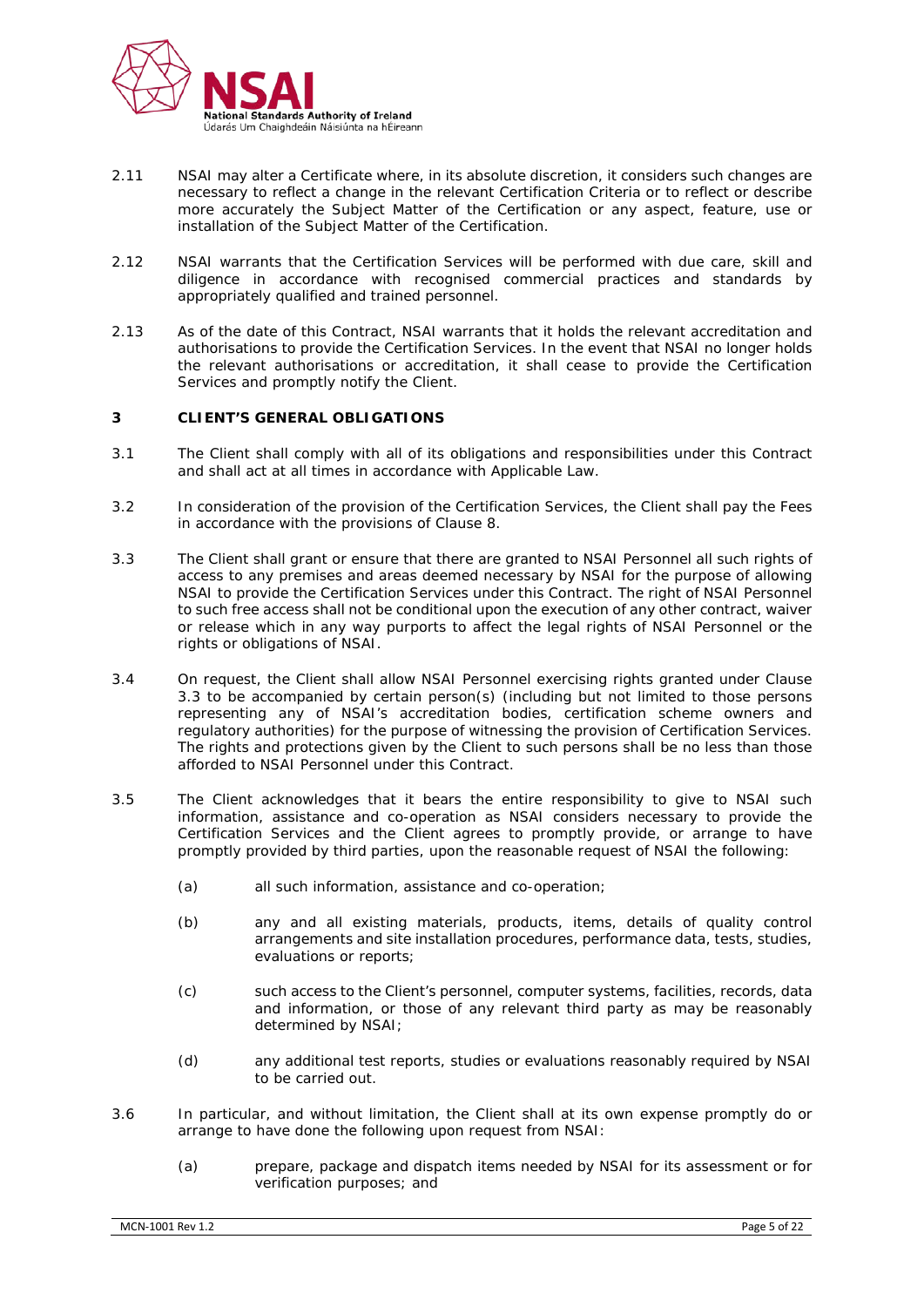2.11 NSAI may alter a Certificate where, in its absolute discretion, it considers such changes are necessary to reflect a change in the relevant Certification Criteria or to reflect or describe more accurately the Subject Matter of the Certification or any aspect, feature, use or installation of the Subject Matter of the Certification.

2.12 NSAI warrants that the Certification Services will be performed with due care, skill and diligence in accordance with recognised commercial practices and standards by appropriately qualified and trained personnel.

2.13 As of the date of this Contract, NSAI warrants that it holds the relevant accreditation and authorisations to provide the Certification Services. In the event that NSAI no longer holds the relevant authorisations or accreditation, it shall cease to provide the Certification Services and promptly notify the Client.

## 3 CLIENT'S GENERAL OBLIGATIONS

3.1 The Client shall comply with all of its obligations and responsibilities under this Contract and shall act at all times in accordance with Applicable Law.

3.2 In consideration of the provision of the Certification Services, the Client shall pay the Fees in accordance with the provisions of Clause 8.

3.3 The Client shall grant or ensure that there are granted to NSAI Personnel all such rights of access to any premises and areas deemed necessary by NSAI for the purpose of allowing NSAI to provide the Certification Services under this Contract. The right of NSAI Personnel to such free access shall not be conditional upon the execution of any other contract, waiver or release which in any way purports to affect the legal rights of NSAI Personnel or the rights or obligations of NSAI.

3.4 On request, the Client shall allow NSAI Personnel exercising rights granted under Clause 3.3 to be accompanied by certain person(s) (including but not limited to those persons representing any of NSAI's accreditation bodies, certification scheme owners and regulatory authorities) for the purpose of witnessing the provision of Certification Services. The rights and protections given by the Client to such persons shall be no less than those afforded to NSAI Personnel under this Contract.

3.5 The Client acknowledges that it bears the entire responsibility to give to NSAI such information, assistance and co-operation as NSAI considers necessary to provide the Certification Services and the Client agrees to promptly provide, or arrange to have promptly provided by third parties, upon the reasonable request of NSAI the following:

(a) all such information, assistance and co-operation;

(b) any and all existing materials, products, items, details of quality control arrangements and site installation procedures, performance data, tests, studies, evaluations or reports;

(c) such access to the Client's personnel, computer systems, facilities, records, data and information, or those of any relevant third party as may be reasonably determined by NSAI;

(d) any additional test reports, studies or evaluations reasonably required by NSAI to be carried out.

3.6 In particular, and without limitation, the Client shall at its own expense promptly do or arrange to have done the following upon request from NSAI:

(a) prepare, package and dispatch items needed by NSAI for its assessment or for verification purposes; and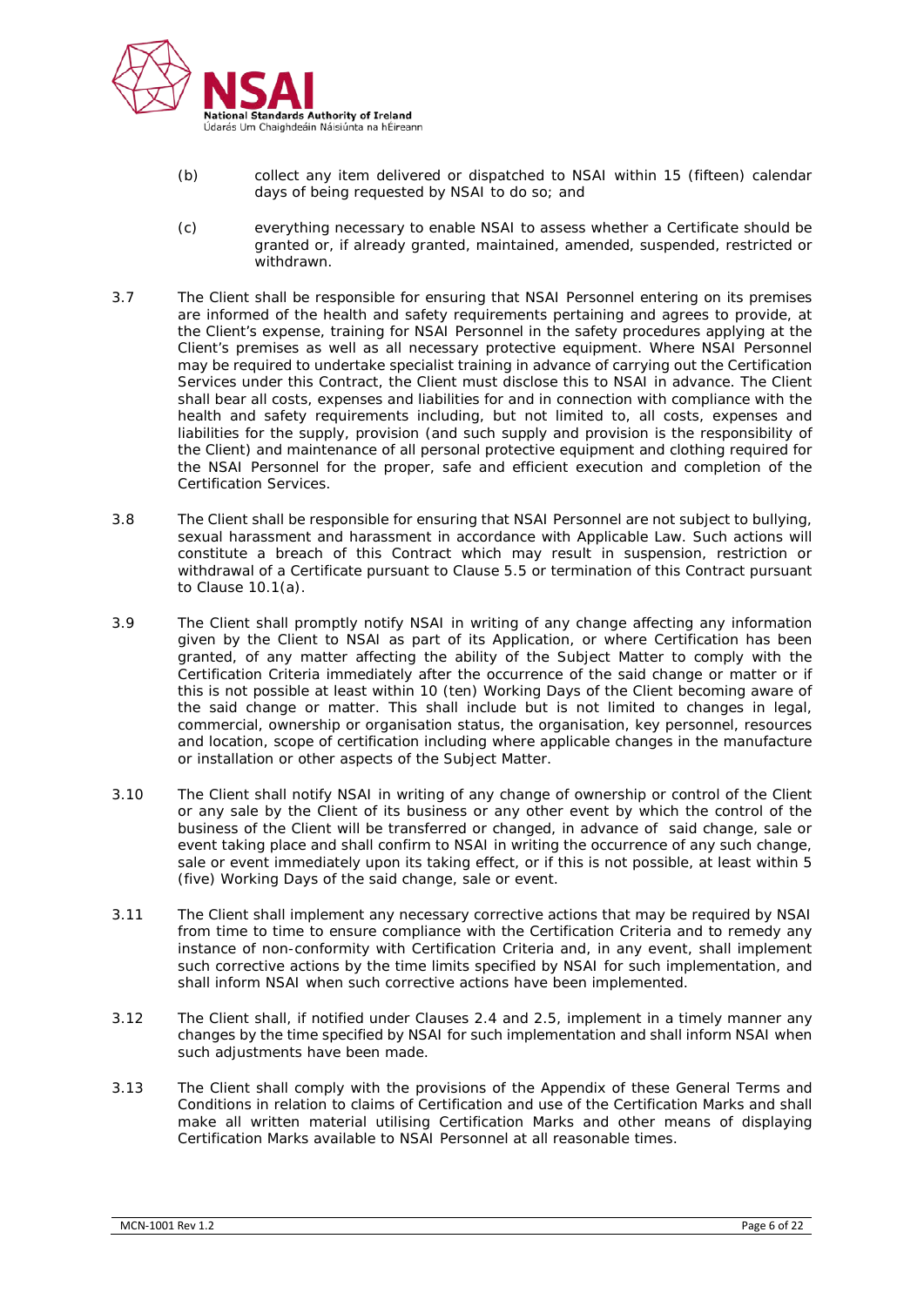(b) collect any item delivered or dispatched to NSAI within 15 (fifteen) calendar days of being requested by NSAI to do so; and

(c) everything necessary to enable NSAI to assess whether a Certificate should be granted or, if already granted, maintained, amended, suspended, restricted or withdrawn.

3.7 The Client shall be responsible for ensuring that NSAI Personnel entering on its premises are informed of the health and safety requirements pertaining and agrees to provide, at the Client's expense, training for NSAI Personnel in the safety procedures applying at the Client's premises as well as all necessary protective equipment. Where NSAI Personnel may be required to undertake specialist training in advance of carrying out the Certification Services under this Contract, the Client must disclose this to NSAI in advance. The Client shall bear all costs, expenses and liabilities for and in connection with compliance with the health and safety requirements including, but not limited to, all costs, expenses and liabilities for the supply, provision (and such supply and provision is the responsibility of the Client) and maintenance of all personal protective equipment and clothing required for the NSAI Personnel for the proper, safe and efficient execution and completion of the Certification Services.

3.8 The Client shall be responsible for ensuring that NSAI Personnel are not subject to bullying, sexual harassment and harassment in accordance with Applicable Law. Such actions will constitute a breach of this Contract which may result in suspension, restriction or withdrawal of a Certificate pursuant to Clause 5.5 or termination of this Contract pursuant to Clause 10.1(a).

3.9 The Client shall promptly notify NSAI in writing of any change affecting any information given by the Client to NSAI as part of its Application, or where Certification has been granted, of any matter affecting the ability of the Subject Matter to comply with the Certification Criteria immediately after the occurrence of the said change or matter or if this is not possible at least within 10 (ten) Working Days of the Client becoming aware of the said change or matter. This shall include but is not limited to changes in legal, commercial, ownership or organisation status, the organisation, key personnel, resources and location, scope of certification including where applicable changes in the manufacture or installation or other aspects of the Subject Matter.

3.10 The Client shall notify NSAI in writing of any change of ownership or control of the Client or any sale by the Client of its business or any other event by which the control of the business of the Client will be transferred or changed, in advance of said change, sale or event taking place and shall confirm to NSAI in writing the occurrence of any such change, sale or event immediately upon its taking effect, or if this is not possible, at least within 5 (five) Working Days of the said change, sale or event.

3.11 The Client shall implement any necessary corrective actions that may be required by NSAI from time to time to ensure compliance with the Certification Criteria and to remedy any instance of non-conformity with Certification Criteria and, in any event, shall implement such corrective actions by the time limits specified by NSAI for such implementation, and shall inform NSAI when such corrective actions have been implemented.

3.12 The Client shall, if notified under Clauses 2.4 and 2.5, implement in a timely manner any changes by the time specified by NSAI for such implementation and shall inform NSAI when such adjustments have been made.

3.13 The Client shall comply with the provisions of the Appendix of these General Terms and Conditions in relation to claims of Certification and use of the Certification Marks and shall make all written material utilising Certification Marks and other means of displaying Certification Marks available to NSAI Personnel at all reasonable times.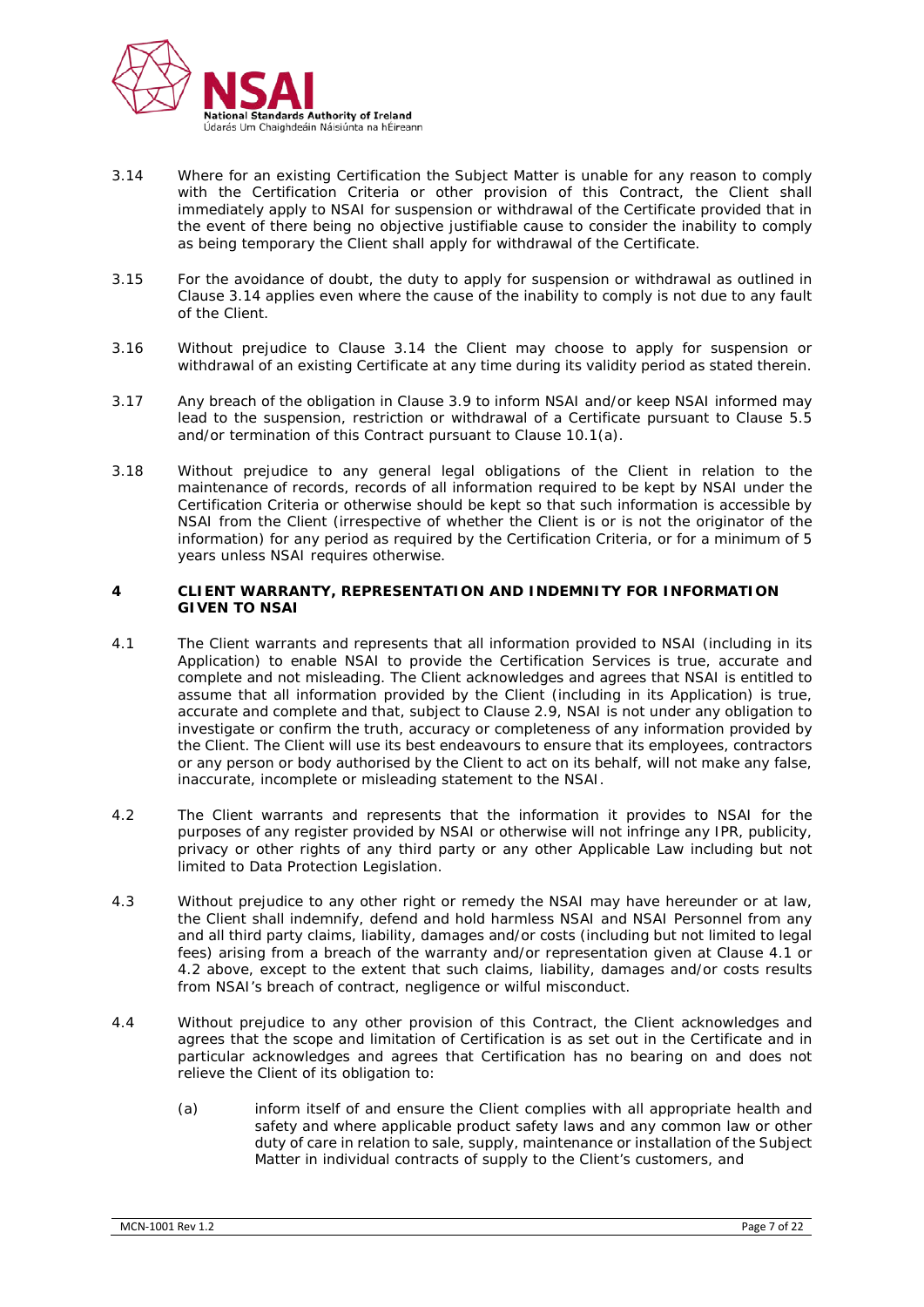3.14 Where for an existing Certification the Subject Matter is unable for any reason to comply with the Certification Criteria or other provision of this Contract, the Client shall immediately apply to NSAI for suspension or withdrawal of the Certificate provided that in the event of there being no objective justifiable cause to consider the inability to comply as being temporary the Client shall apply for withdrawal of the Certificate.

3.15 For the avoidance of doubt, the duty to apply for suspension or withdrawal as outlined in Clause 3.14 applies even where the cause of the inability to comply is not due to any fault of the Client.

3.16 Without prejudice to Clause 3.14 the Client may choose to apply for suspension or withdrawal of an existing Certificate at any time during its validity period as stated therein.

3.17 Any breach of the obligation in Clause 3.9 to inform NSAI and/or keep NSAI informed may lead to the suspension, restriction or withdrawal of a Certificate pursuant to Clause 5.5 and/or termination of this Contract pursuant to Clause 10.1(a).

3.18 Without prejudice to any general legal obligations of the Client in relation to the maintenance of records, records of all information required to be kept by NSAI under the Certification Criteria or otherwise should be kept so that such information is accessible by NSAI from the Client (irrespective of whether the Client is or is not the originator of the information) for any period as required by the Certification Criteria, or for a minimum of 5 years unless NSAI requires otherwise.

## 4 CLIENT WARRANTY, REPRESENTATION AND INDEMNITY FOR INFORMATION GIVEN TO NSAI

4.1 The Client warrants and represents that all information provided to NSAI (including in its Application) to enable NSAI to provide the Certification Services is true, accurate and complete and not misleading. The Client acknowledges and agrees that NSAI is entitled to assume that all information provided by the Client (including in its Application) is true, accurate and complete and that, subject to Clause 2.9, NSAI is not under any obligation to investigate or confirm the truth, accuracy or completeness of any information provided by the Client. The Client will use its best endeavours to ensure that its employees, contractors or any person or body authorised by the Client to act on its behalf, will not make any false, inaccurate, incomplete or misleading statement to the NSAI.

4.2 The Client warrants and represents that the information it provides to NSAI for the purposes of any register provided by NSAI or otherwise will not infringe any IPR, publicity, privacy or other rights of any third party or any other Applicable Law including but not limited to Data Protection Legislation.

4.3 Without prejudice to any other right or remedy the NSAI may have hereunder or at law, the Client shall indemnify, defend and hold harmless NSAI and NSAI Personnel from any and all third party claims, liability, damages and/or costs (including but not limited to legal fees) arising from a breach of the warranty and/or representation given at Clause 4.1 or 4.2 above, except to the extent that such claims, liability, damages and/or costs results from NSAI's breach of contract, negligence or wilful misconduct.

4.4 Without prejudice to any other provision of this Contract, the Client acknowledges and agrees that the scope and limitation of Certification is as set out in the Certificate and in particular acknowledges and agrees that Certification has no bearing on and does not relieve the Client of its obligation to:

(a) inform itself of and ensure the Client complies with all appropriate health and safety and where applicable product safety laws and any common law or other duty of care in relation to sale, supply, maintenance or installation of the Subject Matter in individual contracts of supply to the Client's customers, and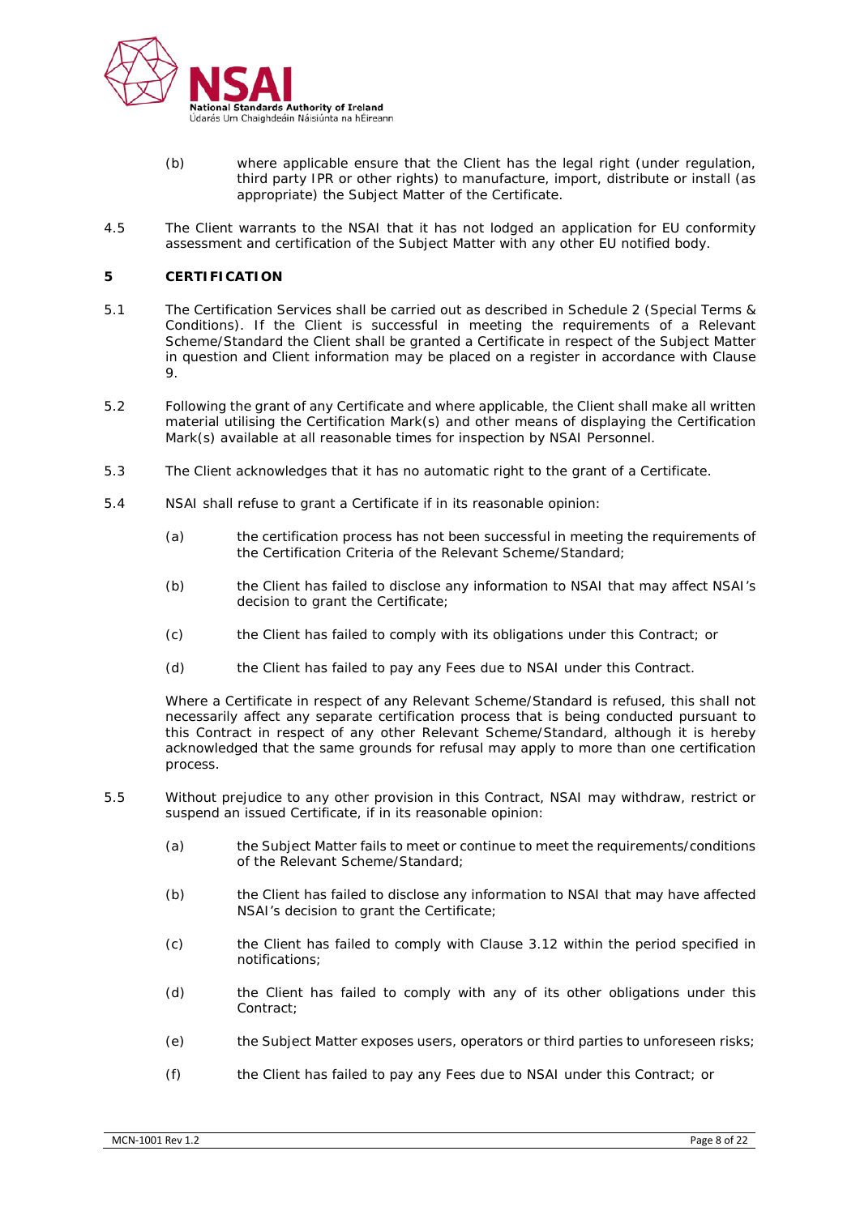(b) where applicable ensure that the Client has the legal right (under regulation, third party IPR or other rights) to manufacture, import, distribute or install (as appropriate) the Subject Matter of the Certificate.

4.5 The Client warrants to the NSAI that it has not lodged an application for EU conformity assessment and certification of the Subject Matter with any other EU notified body.

## 5 CERTIFICATION

5.1 The Certification Services shall be carried out as described in Schedule 2 (Special Terms & Conditions). If the Client is successful in meeting the requirements of a Relevant Scheme/Standard the Client shall be granted a Certificate in respect of the Subject Matter in question and Client information may be placed on a register in accordance with Clause 9.

5.2 Following the grant of any Certificate and where applicable, the Client shall make all written material utilising the Certification Mark(s) and other means of displaying the Certification Mark(s) available at all reasonable times for inspection by NSAI Personnel.

5.3 The Client acknowledges that it has no automatic right to the grant of a Certificate.

5.4 NSAI shall refuse to grant a Certificate if in its reasonable opinion:

(a) the certification process has not been successful in meeting the requirements of the Certification Criteria of the Relevant Scheme/Standard;

(b) the Client has failed to disclose any information to NSAI that may affect NSAI's decision to grant the Certificate;

(c) the Client has failed to comply with its obligations under this Contract; or

(d) the Client has failed to pay any Fees due to NSAI under this Contract.

Where a Certificate in respect of any Relevant Scheme/Standard is refused, this shall not necessarily affect any separate certification process that is being conducted pursuant to this Contract in respect of any other Relevant Scheme/Standard, although it is hereby acknowledged that the same grounds for refusal may apply to more than one certification process.

5.5 Without prejudice to any other provision in this Contract, NSAI may withdraw, restrict or suspend an issued Certificate, if in its reasonable opinion:

(a) the Subject Matter fails to meet or continue to meet the requirements/conditions of the Relevant Scheme/Standard;

(b) the Client has failed to disclose any information to NSAI that may have affected NSAI's decision to grant the Certificate;

(c) the Client has failed to comply with Clause 3.12 within the period specified in notifications;

(d) the Client has failed to comply with any of its other obligations under this Contract;

(e) the Subject Matter exposes users, operators or third parties to unforeseen risks;

(f) the Client has failed to pay any Fees due to NSAI under this Contract; or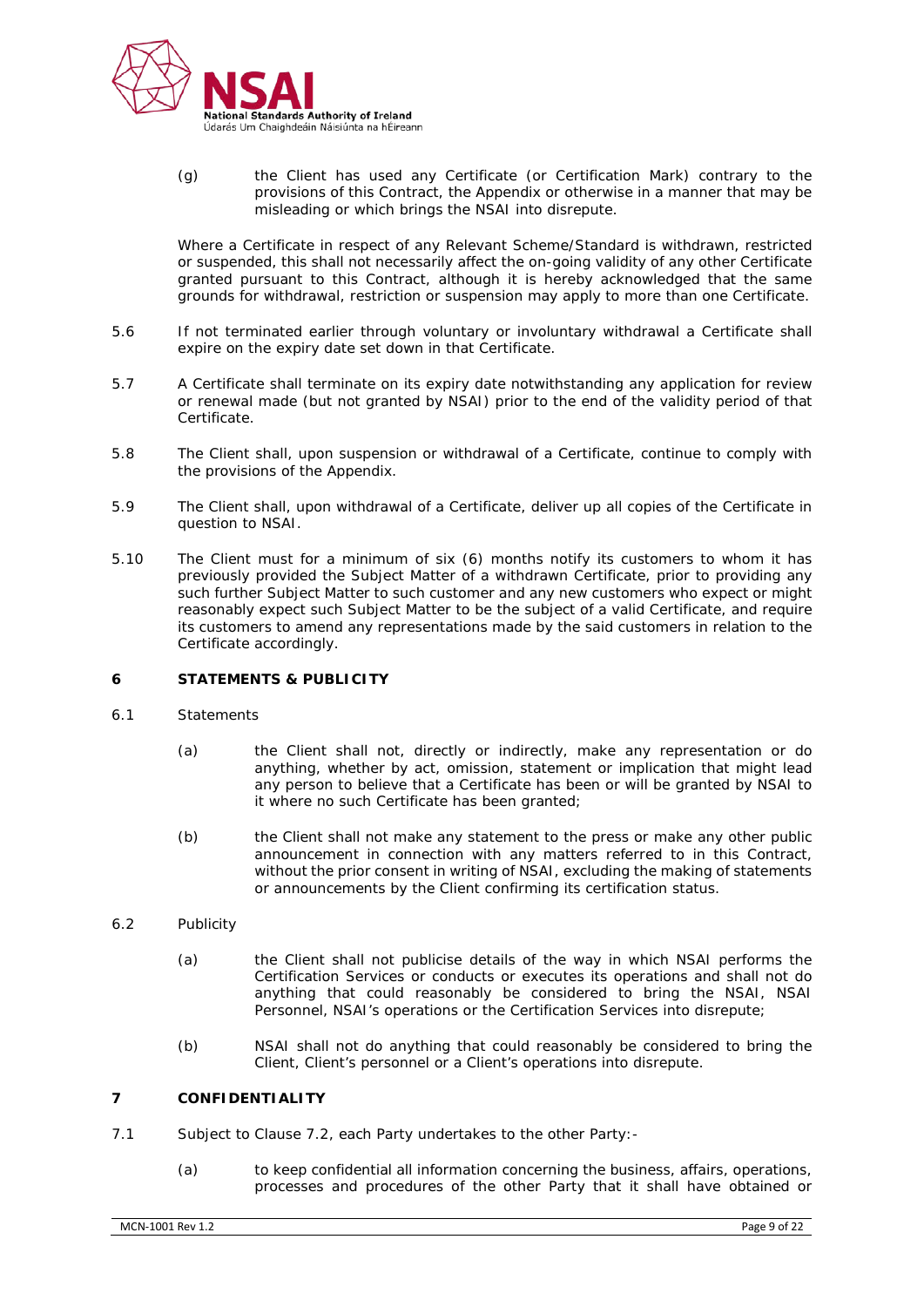(g) the Client has used any Certificate (or Certification Mark) contrary to the provisions of this Contract, the Appendix or otherwise in a manner that may be misleading or which brings the NSAI into disrepute.

Where a Certificate in respect of any Relevant Scheme/Standard is withdrawn, restricted or suspended, this shall not necessarily affect the on-going validity of any other Certificate granted pursuant to this Contract, although it is hereby acknowledged that the same grounds for withdrawal, restriction or suspension may apply to more than one Certificate.

5.6 If not terminated earlier through voluntary or involuntary withdrawal a Certificate shall expire on the expiry date set down in that Certificate.

5.7 A Certificate shall terminate on its expiry date notwithstanding any application for review or renewal made (but not granted by NSAI) prior to the end of the validity period of that Certificate.

5.8 The Client shall, upon suspension or withdrawal of a Certificate, continue to comply with the provisions of the Appendix.

5.9 The Client shall, upon withdrawal of a Certificate, deliver up all copies of the Certificate in question to NSAI.

5.10 The Client must for a minimum of six (6) months notify its customers to whom it has previously provided the Subject Matter of a withdrawn Certificate, prior to providing any such further Subject Matter to such customer and any new customers who expect or might reasonably expect such Subject Matter to be the subject of a valid Certificate, and require its customers to amend any representations made by the said customers in relation to the Certificate accordingly.

## 6 STATEMENTS & PUBLICITY

6.1 Statements

(a) the Client shall not, directly or indirectly, make any representation or do anything, whether by act, omission, statement or implication that might lead any person to believe that a Certificate has been or will be granted by NSAI to it where no such Certificate has been granted;

(b) the Client shall not make any statement to the press or make any other public announcement in connection with any matters referred to in this Contract, without the prior consent in writing of NSAI, excluding the making of statements or announcements by the Client confirming its certification status.

6.2 Publicity

(a) the Client shall not publicise details of the way in which NSAI performs the Certification Services or conducts or executes its operations and shall not do anything that could reasonably be considered to bring the NSAI, NSAI Personnel, NSAI's operations or the Certification Services into disrepute;

(b) NSAI shall not do anything that could reasonably be considered to bring the Client, Client's personnel or a Client's operations into disrepute.

## 7 CONFIDENTIALITY

7.1 Subject to Clause 7.2, each Party undertakes to the other Party:-

(a) to keep confidential all information concerning the business, affairs, operations, processes and procedures of the other Party that it shall have obtained or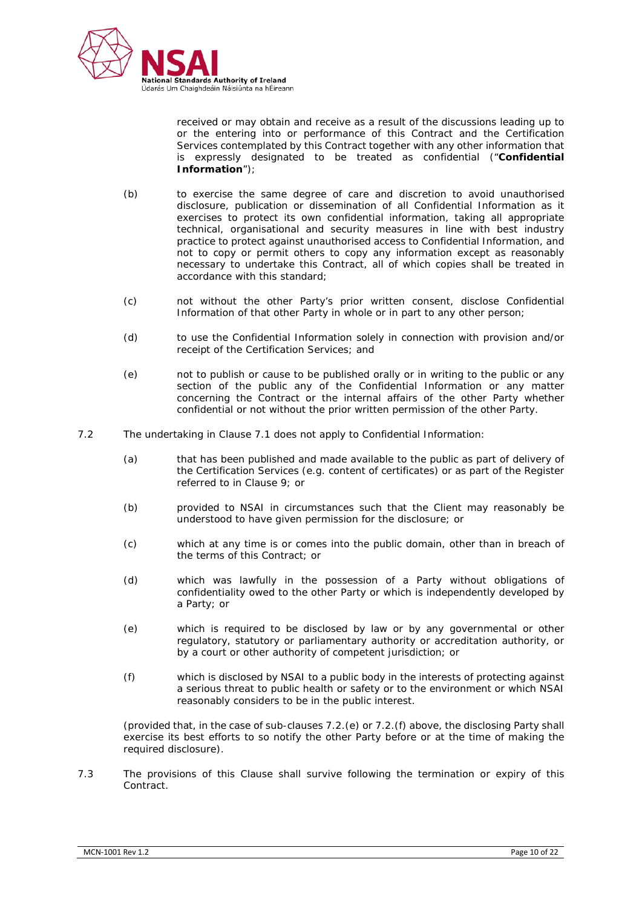received or may obtain and receive as a result of the discussions leading up to or the entering into or performance of this Contract and the Certification Services contemplated by this Contract together with any other information that is expressly designated to be treated as confidential ("**Confidential Information**");

(b) to exercise the same degree of care and discretion to avoid unauthorised disclosure, publication or dissemination of all Confidential Information as it exercises to protect its own confidential information, taking all appropriate technical, organisational and security measures in line with best industry practice to protect against unauthorised access to Confidential Information, and not to copy or permit others to copy any information except as reasonably necessary to undertake this Contract, all of which copies shall be treated in accordance with this standard;

(c) not without the other Party's prior written consent, disclose Confidential Information of that other Party in whole or in part to any other person;

(d) to use the Confidential Information solely in connection with provision and/or receipt of the Certification Services; and

(e) not to publish or cause to be published orally or in writing to the public or any section of the public any of the Confidential Information or any matter concerning the Contract or the internal affairs of the other Party whether confidential or not without the prior written permission of the other Party.

7.2 The undertaking in Clause 7.1 does not apply to Confidential Information:

(a) that has been published and made available to the public as part of delivery of the Certification Services (e.g. content of certificates) or as part of the Register referred to in Clause 9; or

(b) provided to NSAI in circumstances such that the Client may reasonably be understood to have given permission for the disclosure; or

(c) which at any time is or comes into the public domain, other than in breach of the terms of this Contract; or

(d) which was lawfully in the possession of a Party without obligations of confidentiality owed to the other Party or which is independently developed by a Party; or

(e) which is required to be disclosed by law or by any governmental or other regulatory, statutory or parliamentary authority or accreditation authority, or by a court or other authority of competent jurisdiction; or

(f) which is disclosed by NSAI to a public body in the interests of protecting against a serious threat to public health or safety or to the environment or which NSAI reasonably considers to be in the public interest.

(provided that, in the case of sub-clauses 7.2.(e) or 7.2.(f) above, the disclosing Party shall exercise its best efforts to so notify the other Party before or at the time of making the required disclosure).

7.3 The provisions of this Clause shall survive following the termination or expiry of this Contract.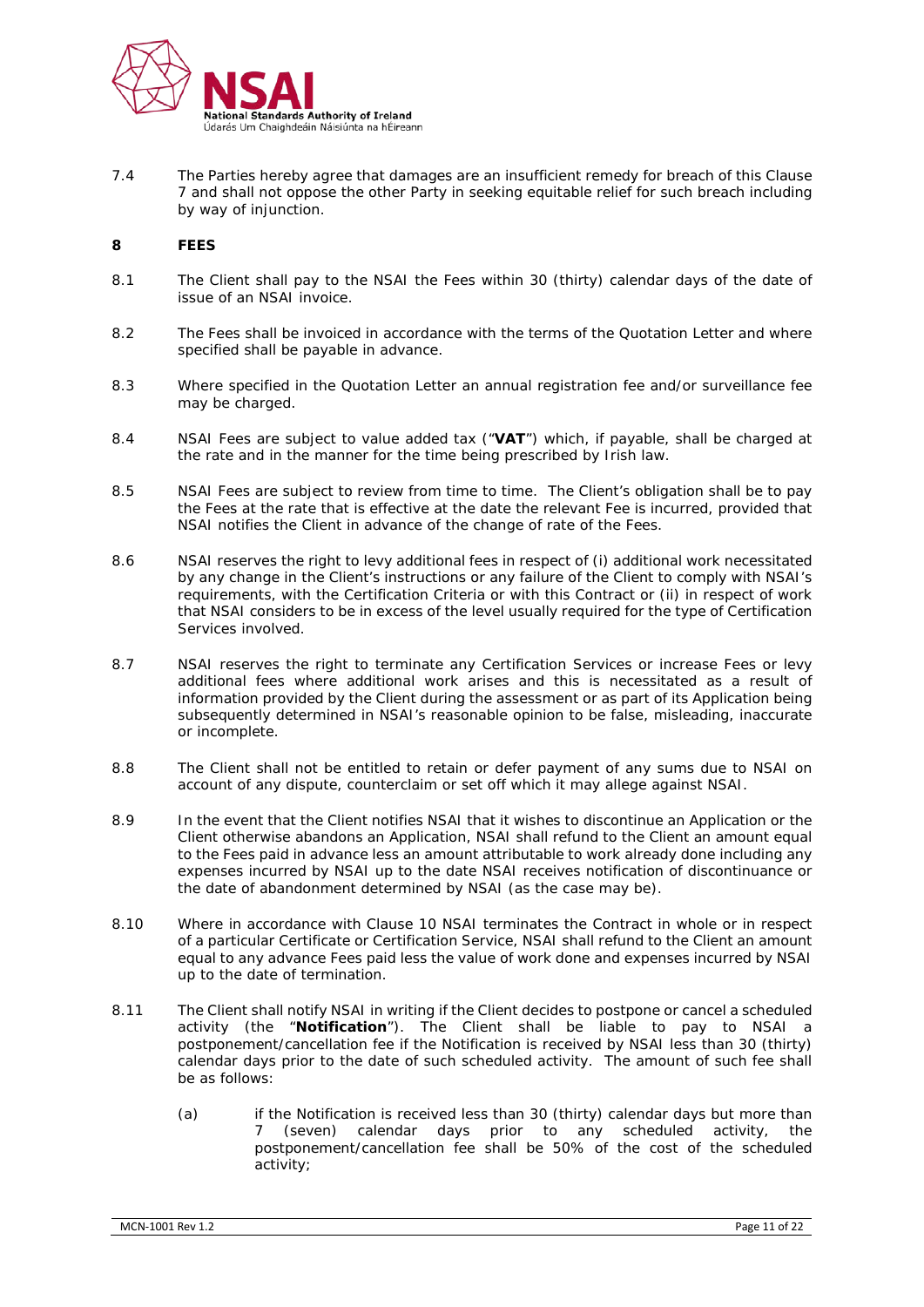7.4 The Parties hereby agree that damages are an insufficient remedy for breach of this Clause 7 and shall not oppose the other Party in seeking equitable relief for such breach including by way of injunction.

## 8 FEES

8.1 The Client shall pay to the NSAI the Fees within 30 (thirty) calendar days of the date of issue of an NSAI invoice.

8.2 The Fees shall be invoiced in accordance with the terms of the Quotation Letter and where specified shall be payable in advance.

8.3 Where specified in the Quotation Letter an annual registration fee and/or surveillance fee may be charged.

8.4 NSAI Fees are subject to value added tax ("**VAT**") which, if payable, shall be charged at the rate and in the manner for the time being prescribed by Irish law.

8.5 NSAI Fees are subject to review from time to time. The Client's obligation shall be to pay the Fees at the rate that is effective at the date the relevant Fee is incurred, provided that NSAI notifies the Client in advance of the change of rate of the Fees.

8.6 NSAI reserves the right to levy additional fees in respect of (i) additional work necessitated by any change in the Client's instructions or any failure of the Client to comply with NSAI's requirements, with the Certification Criteria or with this Contract or (ii) in respect of work that NSAI considers to be in excess of the level usually required for the type of Certification Services involved.

8.7 NSAI reserves the right to terminate any Certification Services or increase Fees or levy additional fees where additional work arises and this is necessitated as a result of information provided by the Client during the assessment or as part of its Application being subsequently determined in NSAI's reasonable opinion to be false, misleading, inaccurate or incomplete.

8.8 The Client shall not be entitled to retain or defer payment of any sums due to NSAI on account of any dispute, counterclaim or set off which it may allege against NSAI.

8.9 In the event that the Client notifies NSAI that it wishes to discontinue an Application or the Client otherwise abandons an Application, NSAI shall refund to the Client an amount equal to the Fees paid in advance less an amount attributable to work already done including any expenses incurred by NSAI up to the date NSAI receives notification of discontinuance or the date of abandonment determined by NSAI (as the case may be).

8.10 Where in accordance with Clause 10 NSAI terminates the Contract in whole or in respect of a particular Certificate or Certification Service, NSAI shall refund to the Client an amount equal to any advance Fees paid less the value of work done and expenses incurred by NSAI up to the date of termination.

8.11 The Client shall notify NSAI in writing if the Client decides to postpone or cancel a scheduled activity (the "**Notification**"). The Client shall be liable to pay to NSAI a postponement/cancellation fee if the Notification is received by NSAI less than 30 (thirty) calendar days prior to the date of such scheduled activity. The amount of such fee shall be as follows:

(a) if the Notification is received less than 30 (thirty) calendar days but more than 7 (seven) calendar days prior to any scheduled activity, the postponement/cancellation fee shall be 50% of the cost of the scheduled activity;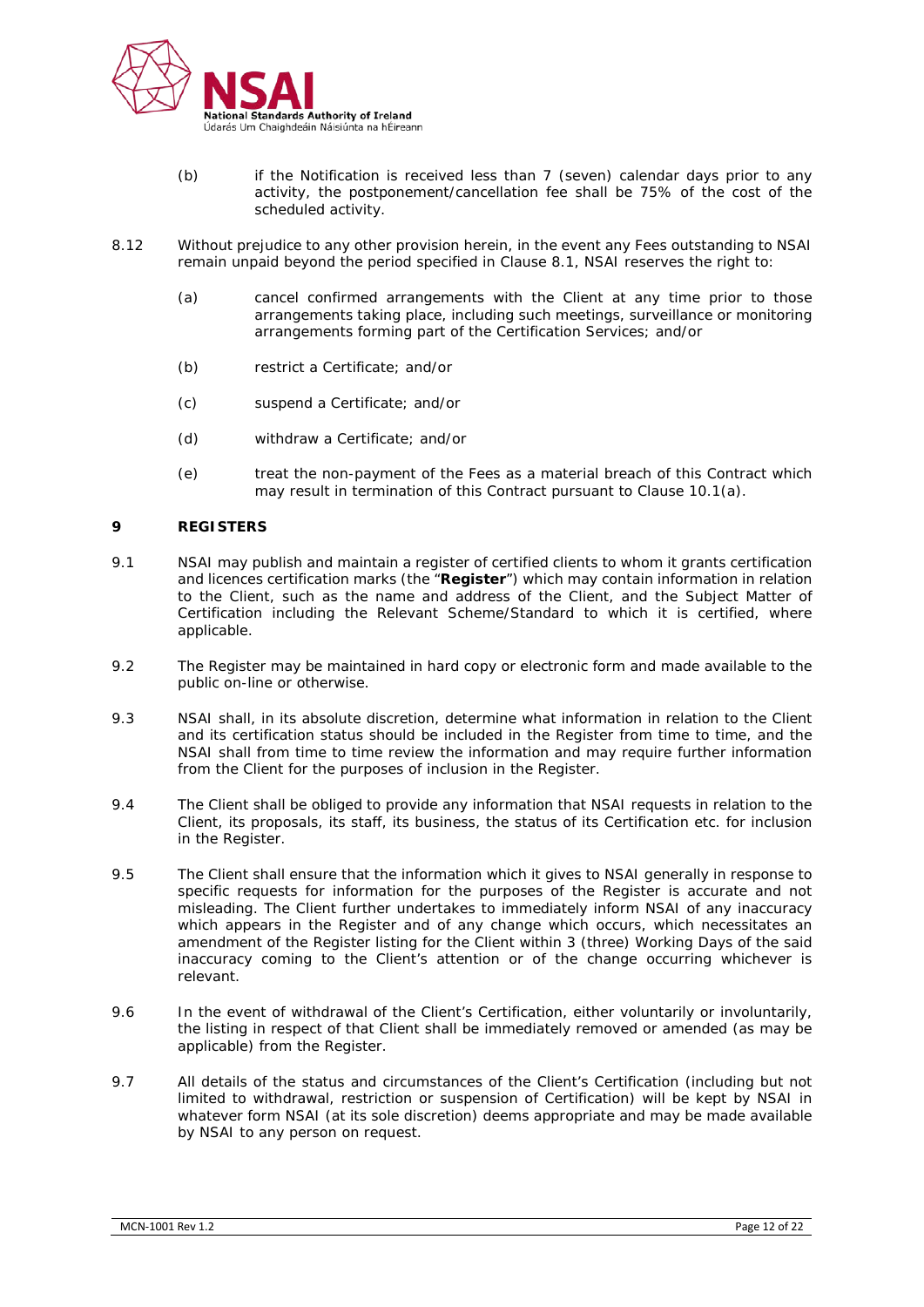(b) if the Notification is received less than 7 (seven) calendar days prior to any activity, the postponement/cancellation fee shall be 75% of the cost of the scheduled activity.

8.12 Without prejudice to any other provision herein, in the event any Fees outstanding to NSAI remain unpaid beyond the period specified in Clause 8.1, NSAI reserves the right to:

(a) cancel confirmed arrangements with the Client at any time prior to those arrangements taking place, including such meetings, surveillance or monitoring arrangements forming part of the Certification Services; and/or

(b) restrict a Certificate; and/or

(c) suspend a Certificate; and/or

(d) withdraw a Certificate; and/or

(e) treat the non-payment of the Fees as a material breach of this Contract which may result in termination of this Contract pursuant to Clause 10.1(a).

## 9 REGISTERS

9.1 NSAI may publish and maintain a register of certified clients to whom it grants certification and licences certification marks (the "**Register**") which may contain information in relation to the Client, such as the name and address of the Client, and the Subject Matter of Certification including the Relevant Scheme/Standard to which it is certified, where applicable.

9.2 The Register may be maintained in hard copy or electronic form and made available to the public on-line or otherwise.

9.3 NSAI shall, in its absolute discretion, determine what information in relation to the Client and its certification status should be included in the Register from time to time, and the NSAI shall from time to time review the information and may require further information from the Client for the purposes of inclusion in the Register.

9.4 The Client shall be obliged to provide any information that NSAI requests in relation to the Client, its proposals, its staff, its business, the status of its Certification etc. for inclusion in the Register.

9.5 The Client shall ensure that the information which it gives to NSAI generally in response to specific requests for information for the purposes of the Register is accurate and not misleading. The Client further undertakes to immediately inform NSAI of any inaccuracy which appears in the Register and of any change which occurs, which necessitates an amendment of the Register listing for the Client within 3 (three) Working Days of the said inaccuracy coming to the Client's attention or of the change occurring whichever is relevant.

9.6 In the event of withdrawal of the Client's Certification, either voluntarily or involuntarily, the listing in respect of that Client shall be immediately removed or amended (as may be applicable) from the Register.

9.7 All details of the status and circumstances of the Client's Certification (including but not limited to withdrawal, restriction or suspension of Certification) will be kept by NSAI in whatever form NSAI (at its sole discretion) deems appropriate and may be made available by NSAI to any person on request.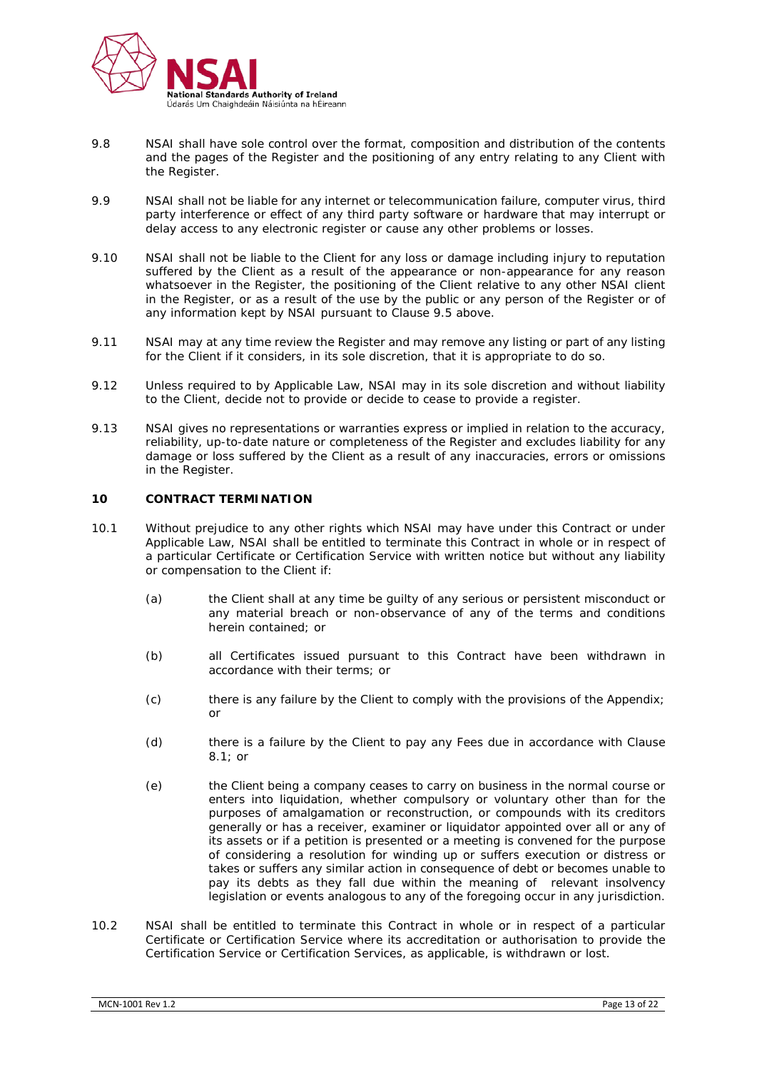9.8 NSAI shall have sole control over the format, composition and distribution of the contents and the pages of the Register and the positioning of any entry relating to any Client with the Register.

9.9 NSAI shall not be liable for any internet or telecommunication failure, computer virus, third party interference or effect of any third party software or hardware that may interrupt or delay access to any electronic register or cause any other problems or losses.

9.10 NSAI shall not be liable to the Client for any loss or damage including injury to reputation suffered by the Client as a result of the appearance or non-appearance for any reason whatsoever in the Register, the positioning of the Client relative to any other NSAI client in the Register, or as a result of the use by the public or any person of the Register or of any information kept by NSAI pursuant to Clause 9.5 above.

9.11 NSAI may at any time review the Register and may remove any listing or part of any listing for the Client if it considers, in its sole discretion, that it is appropriate to do so.

9.12 Unless required to by Applicable Law, NSAI may in its sole discretion and without liability to the Client, decide not to provide or decide to cease to provide a register.

9.13 NSAI gives no representations or warranties express or implied in relation to the accuracy, reliability, up-to-date nature or completeness of the Register and excludes liability for any damage or loss suffered by the Client as a result of any inaccuracies, errors or omissions in the Register.

## 10 CONTRACT TERMINATION

10.1 Without prejudice to any other rights which NSAI may have under this Contract or under Applicable Law, NSAI shall be entitled to terminate this Contract in whole or in respect of a particular Certificate or Certification Service with written notice but without any liability or compensation to the Client if:

(a) the Client shall at any time be guilty of any serious or persistent misconduct or any material breach or non-observance of any of the terms and conditions herein contained; or

(b) all Certificates issued pursuant to this Contract have been withdrawn in accordance with their terms; or

(c) there is any failure by the Client to comply with the provisions of the Appendix; or

(d) there is a failure by the Client to pay any Fees due in accordance with Clause 8.1; or

(e) the Client being a company ceases to carry on business in the normal course or enters into liquidation, whether compulsory or voluntary other than for the purposes of amalgamation or reconstruction, or compounds with its creditors generally or has a receiver, examiner or liquidator appointed over all or any of its assets or if a petition is presented or a meeting is convened for the purpose of considering a resolution for winding up or suffers execution or distress or takes or suffers any similar action in consequence of debt or becomes unable to pay its debts as they fall due within the meaning of relevant insolvency legislation or events analogous to any of the foregoing occur in any jurisdiction.

10.2 NSAI shall be entitled to terminate this Contract in whole or in respect of a particular Certificate or Certification Service where its accreditation or authorisation to provide the Certification Service or Certification Services, as applicable, is withdrawn or lost.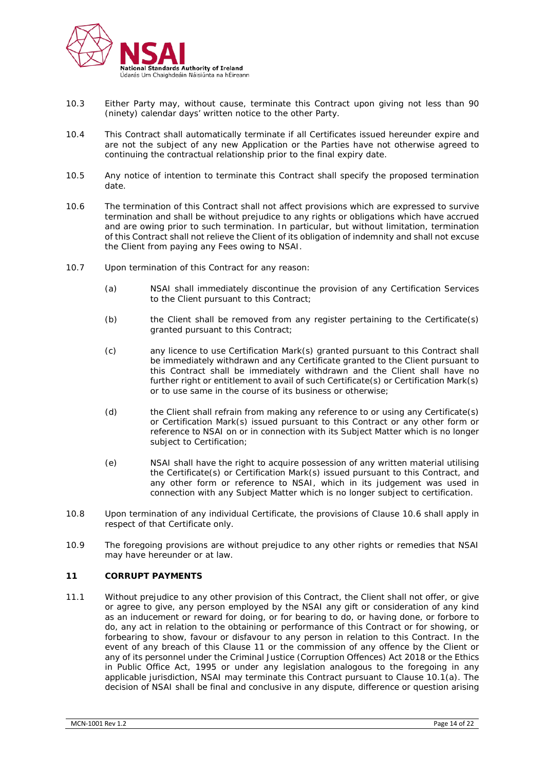10.3 Either Party may, without cause, terminate this Contract upon giving not less than 90 (ninety) calendar days' written notice to the other Party.

10.4 This Contract shall automatically terminate if all Certificates issued hereunder expire and are not the subject of any new Application or the Parties have not otherwise agreed to continuing the contractual relationship prior to the final expiry date.

10.5 Any notice of intention to terminate this Contract shall specify the proposed termination date.

10.6 The termination of this Contract shall not affect provisions which are expressed to survive termination and shall be without prejudice to any rights or obligations which have accrued and are owing prior to such termination. In particular, but without limitation, termination of this Contract shall not relieve the Client of its obligation of indemnity and shall not excuse the Client from paying any Fees owing to NSAI.

10.7 Upon termination of this Contract for any reason:

(a) NSAI shall immediately discontinue the provision of any Certification Services to the Client pursuant to this Contract;

(b) the Client shall be removed from any register pertaining to the Certificate(s) granted pursuant to this Contract;

(c) any licence to use Certification Mark(s) granted pursuant to this Contract shall be immediately withdrawn and any Certificate granted to the Client pursuant to this Contract shall be immediately withdrawn and the Client shall have no further right or entitlement to avail of such Certificate(s) or Certification Mark(s) or to use same in the course of its business or otherwise;

(d) the Client shall refrain from making any reference to or using any Certificate(s) or Certification Mark(s) issued pursuant to this Contract or any other form or reference to NSAI on or in connection with its Subject Matter which is no longer subject to Certification;

(e) NSAI shall have the right to acquire possession of any written material utilising the Certificate(s) or Certification Mark(s) issued pursuant to this Contract, and any other form or reference to NSAI, which in its judgement was used in connection with any Subject Matter which is no longer subject to certification.

10.8 Upon termination of any individual Certificate, the provisions of Clause 10.6 shall apply in respect of that Certificate only.

10.9 The foregoing provisions are without prejudice to any other rights or remedies that NSAI may have hereunder or at law.

## 11 CORRUPT PAYMENTS

11.1 Without prejudice to any other provision of this Contract, the Client shall not offer, or give or agree to give, any person employed by the NSAI any gift or consideration of any kind as an inducement or reward for doing, or for bearing to do, or having done, or forbore to do, any act in relation to the obtaining or performance of this Contract or for showing, or forbearing to show, favour or disfavour to any person in relation to this Contract. In the event of any breach of this Clause 11 or the commission of any offence by the Client or any of its personnel under the Criminal Justice (Corruption Offences) Act 2018 or the Ethics in Public Office Act, 1995 or under any legislation analogous to the foregoing in any applicable jurisdiction, NSAI may terminate this Contract pursuant to Clause 10.1(a). The decision of NSAI shall be final and conclusive in any dispute, difference or question arising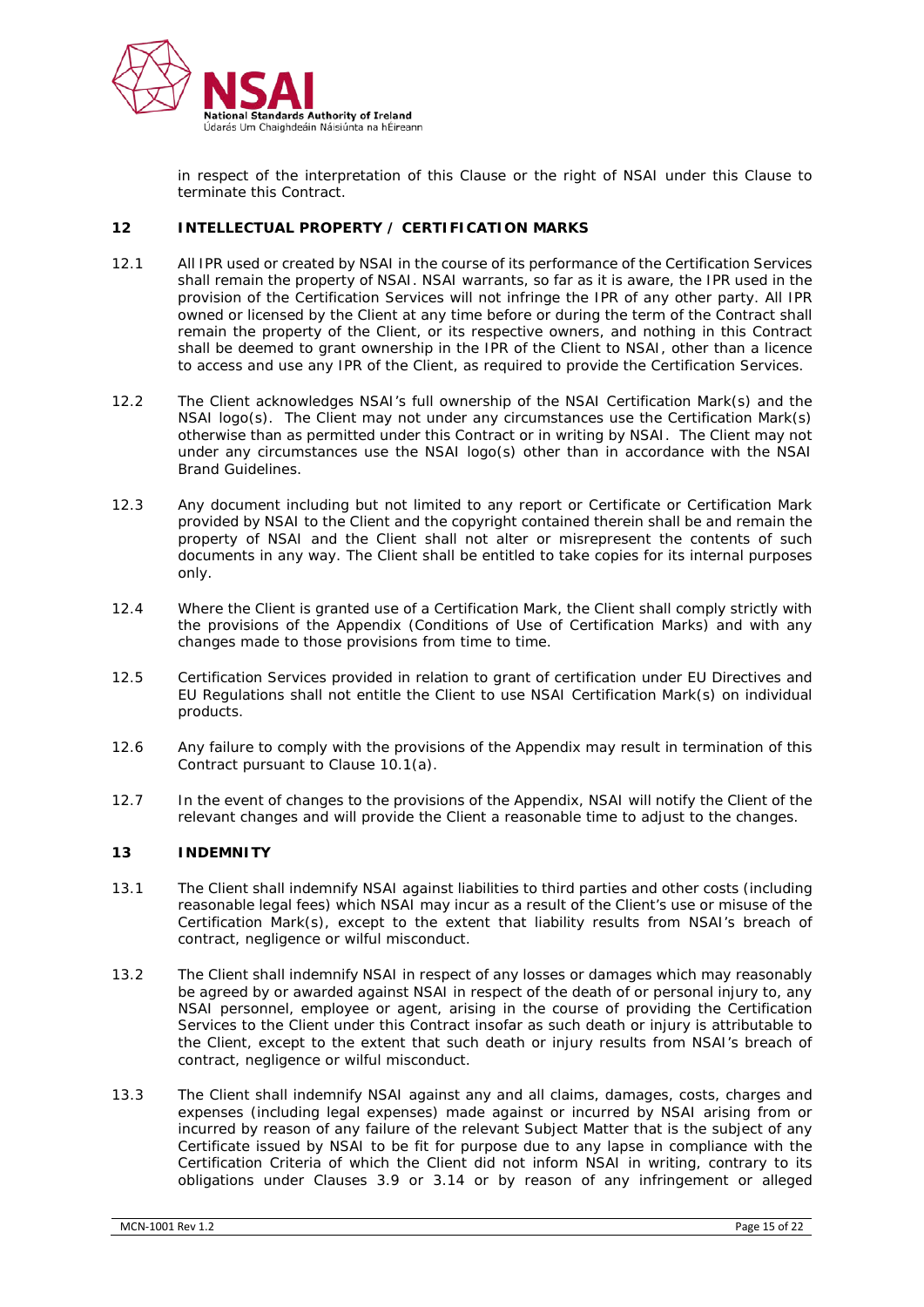in respect of the interpretation of this Clause or the right of NSAI under this Clause to terminate this Contract.

## 12 INTELLECTUAL PROPERTY / CERTIFICATION MARKS

12.1 All IPR used or created by NSAI in the course of its performance of the Certification Services shall remain the property of NSAI. NSAI warrants, so far as it is aware, the IPR used in the provision of the Certification Services will not infringe the IPR of any other party. All IPR owned or licensed by the Client at any time before or during the term of the Contract shall remain the property of the Client, or its respective owners, and nothing in this Contract shall be deemed to grant ownership in the IPR of the Client to NSAI, other than a licence to access and use any IPR of the Client, as required to provide the Certification Services.

12.2 The Client acknowledges NSAI's full ownership of the NSAI Certification Mark(s) and the NSAI logo(s). The Client may not under any circumstances use the Certification Mark(s) otherwise than as permitted under this Contract or in writing by NSAI. The Client may not under any circumstances use the NSAI logo(s) other than in accordance with the NSAI Brand Guidelines.

12.3 Any document including but not limited to any report or Certificate or Certification Mark provided by NSAI to the Client and the copyright contained therein shall be and remain the property of NSAI and the Client shall not alter or misrepresent the contents of such documents in any way. The Client shall be entitled to take copies for its internal purposes only.

12.4 Where the Client is granted use of a Certification Mark, the Client shall comply strictly with the provisions of the Appendix (Conditions of Use of Certification Marks) and with any changes made to those provisions from time to time.

12.5 Certification Services provided in relation to grant of certification under EU Directives and EU Regulations shall not entitle the Client to use NSAI Certification Mark(s) on individual products.

12.6 Any failure to comply with the provisions of the Appendix may result in termination of this Contract pursuant to Clause 10.1(a).

12.7 In the event of changes to the provisions of the Appendix, NSAI will notify the Client of the relevant changes and will provide the Client a reasonable time to adjust to the changes.

## 13 INDEMNITY

13.1 The Client shall indemnify NSAI against liabilities to third parties and other costs (including reasonable legal fees) which NSAI may incur as a result of the Client's use or misuse of the Certification Mark(s), except to the extent that liability results from NSAI's breach of contract, negligence or wilful misconduct.

13.2 The Client shall indemnify NSAI in respect of any losses or damages which may reasonably be agreed by or awarded against NSAI in respect of the death of or personal injury to, any NSAI personnel, employee or agent, arising in the course of providing the Certification Services to the Client under this Contract insofar as such death or injury is attributable to the Client, except to the extent that such death or injury results from NSAI's breach of contract, negligence or wilful misconduct.

13.3 The Client shall indemnify NSAI against any and all claims, damages, costs, charges and expenses (including legal expenses) made against or incurred by NSAI arising from or incurred by reason of any failure of the relevant Subject Matter that is the subject of any Certificate issued by NSAI to be fit for purpose due to any lapse in compliance with the Certification Criteria of which the Client did not inform NSAI in writing, contrary to its obligations under Clauses 3.9 or 3.14 or by reason of any infringement or alleged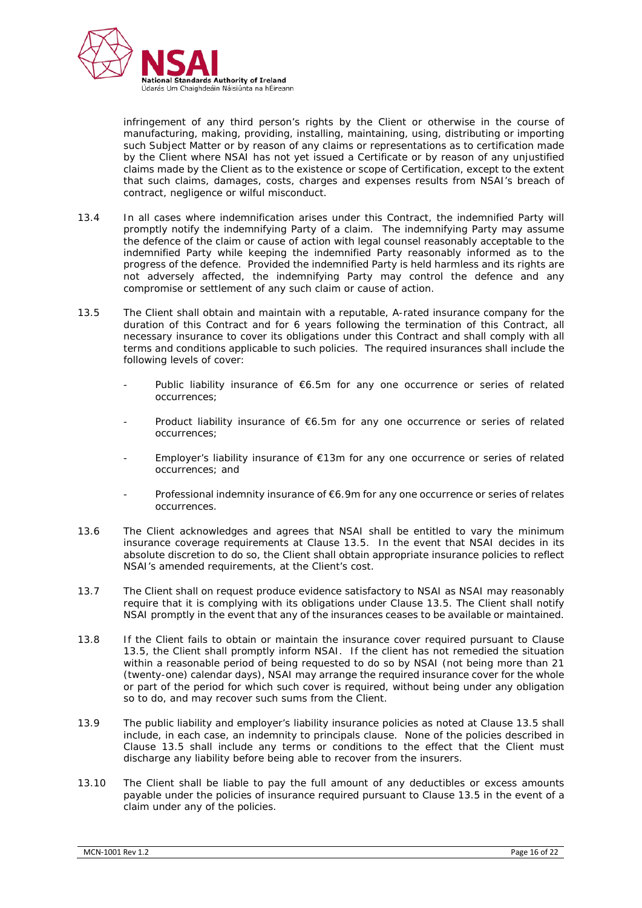infringement of any third person's rights by the Client or otherwise in the course of manufacturing, making, providing, installing, maintaining, using, distributing or importing such Subject Matter or by reason of any claims or representations as to certification made by the Client where NSAI has not yet issued a Certificate or by reason of any unjustified claims made by the Client as to the existence or scope of Certification, except to the extent that such claims, damages, costs, charges and expenses results from NSAI's breach of contract, negligence or wilful misconduct.

13.4 In all cases where indemnification arises under this Contract, the indemnified Party will promptly notify the indemnifying Party of a claim. The indemnifying Party may assume the defence of the claim or cause of action with legal counsel reasonably acceptable to the indemnified Party while keeping the indemnified Party reasonably informed as to the progress of the defence. Provided the indemnified Party is held harmless and its rights are not adversely affected, the indemnifying Party may control the defence and any compromise or settlement of any such claim or cause of action.

13.5 The Client shall obtain and maintain with a reputable, A-rated insurance company for the duration of this Contract and for 6 years following the termination of this Contract, all necessary insurance to cover its obligations under this Contract and shall comply with all terms and conditions applicable to such policies. The required insurances shall include the following levels of cover:

- Public liability insurance of €6.5m for any one occurrence or series of related occurrences;
- Product liability insurance of €6.5m for any one occurrence or series of related occurrences;
- Employer's liability insurance of €13m for any one occurrence or series of related occurrences; and
- Professional indemnity insurance of €6.9m for any one occurrence or series of relates occurrences.

13.6 The Client acknowledges and agrees that NSAI shall be entitled to vary the minimum insurance coverage requirements at Clause 13.5. In the event that NSAI decides in its absolute discretion to do so, the Client shall obtain appropriate insurance policies to reflect NSAI's amended requirements, at the Client's cost.

13.7 The Client shall on request produce evidence satisfactory to NSAI as NSAI may reasonably require that it is complying with its obligations under Clause 13.5. The Client shall notify NSAI promptly in the event that any of the insurances ceases to be available or maintained.

13.8 If the Client fails to obtain or maintain the insurance cover required pursuant to Clause 13.5, the Client shall promptly inform NSAI. If the client has not remedied the situation within a reasonable period of being requested to do so by NSAI (not being more than 21 (twenty-one) calendar days), NSAI may arrange the required insurance cover for the whole or part of the period for which such cover is required, without being under any obligation so to do, and may recover such sums from the Client.

13.9 The public liability and employer's liability insurance policies as noted at Clause 13.5 shall include, in each case, an indemnity to principals clause. None of the policies described in Clause 13.5 shall include any terms or conditions to the effect that the Client must discharge any liability before being able to recover from the insurers.

13.10 The Client shall be liable to pay the full amount of any deductibles or excess amounts payable under the policies of insurance required pursuant to Clause 13.5 in the event of a claim under any of the policies.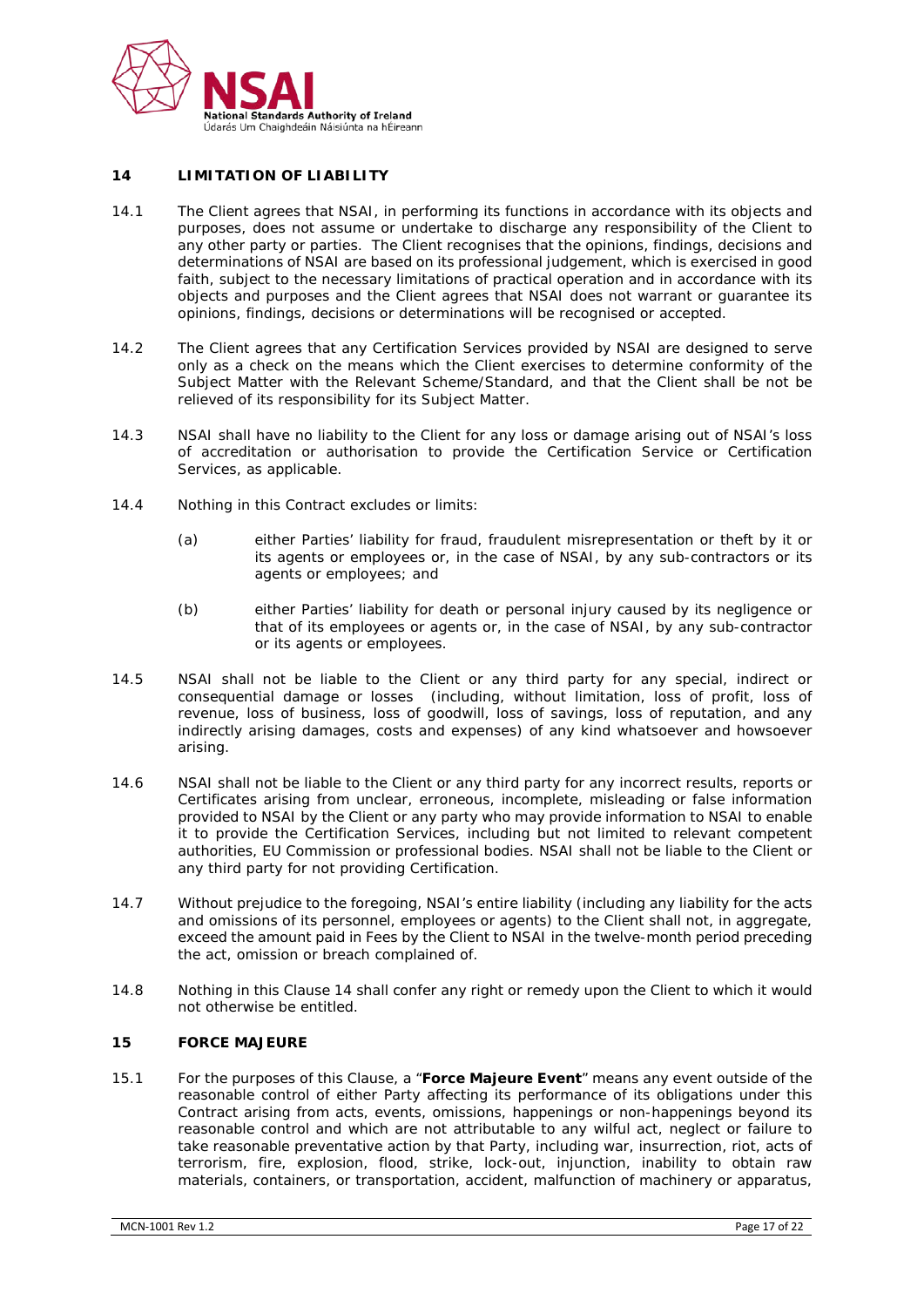## 14 LIMITATION OF LIABILITY

14.1 The Client agrees that NSAI, in performing its functions in accordance with its objects and purposes, does not assume or undertake to discharge any responsibility of the Client to any other party or parties. The Client recognises that the opinions, findings, decisions and determinations of NSAI are based on its professional judgement, which is exercised in good faith, subject to the necessary limitations of practical operation and in accordance with its objects and purposes and the Client agrees that NSAI does not warrant or guarantee its opinions, findings, decisions or determinations will be recognised or accepted.

14.2 The Client agrees that any Certification Services provided by NSAI are designed to serve only as a check on the means which the Client exercises to determine conformity of the Subject Matter with the Relevant Scheme/Standard, and that the Client shall be not be relieved of its responsibility for its Subject Matter.

14.3 NSAI shall have no liability to the Client for any loss or damage arising out of NSAI's loss of accreditation or authorisation to provide the Certification Service or Certification Services, as applicable.

14.4 Nothing in this Contract excludes or limits:

(a) either Parties' liability for fraud, fraudulent misrepresentation or theft by it or its agents or employees or, in the case of NSAI, by any sub-contractors or its agents or employees; and

(b) either Parties' liability for death or personal injury caused by its negligence or that of its employees or agents or, in the case of NSAI, by any sub-contractor or its agents or employees.

14.5 NSAI shall not be liable to the Client or any third party for any special, indirect or consequential damage or losses (including, without limitation, loss of profit, loss of revenue, loss of business, loss of goodwill, loss of savings, loss of reputation, and any indirectly arising damages, costs and expenses) of any kind whatsoever and howsoever arising.

14.6 NSAI shall not be liable to the Client or any third party for any incorrect results, reports or Certificates arising from unclear, erroneous, incomplete, misleading or false information provided to NSAI by the Client or any party who may provide information to NSAI to enable it to provide the Certification Services, including but not limited to relevant competent authorities, EU Commission or professional bodies. NSAI shall not be liable to the Client or any third party for not providing Certification.

14.7 Without prejudice to the foregoing, NSAI's entire liability (including any liability for the acts and omissions of its personnel, employees or agents) to the Client shall not, in aggregate, exceed the amount paid in Fees by the Client to NSAI in the twelve-month period preceding the act, omission or breach complained of.

14.8 Nothing in this Clause 14 shall confer any right or remedy upon the Client to which it would not otherwise be entitled.

## 15 FORCE MAJEURE

15.1 For the purposes of this Clause, a "**Force Majeure Event**" means any event outside of the reasonable control of either Party affecting its performance of its obligations under this Contract arising from acts, events, omissions, happenings or non-happenings beyond its reasonable control and which are not attributable to any wilful act, neglect or failure to take reasonable preventative action by that Party, including war, insurrection, riot, acts of terrorism, fire, explosion, flood, strike, lock-out, injunction, inability to obtain raw materials, containers, or transportation, accident, malfunction of machinery or apparatus,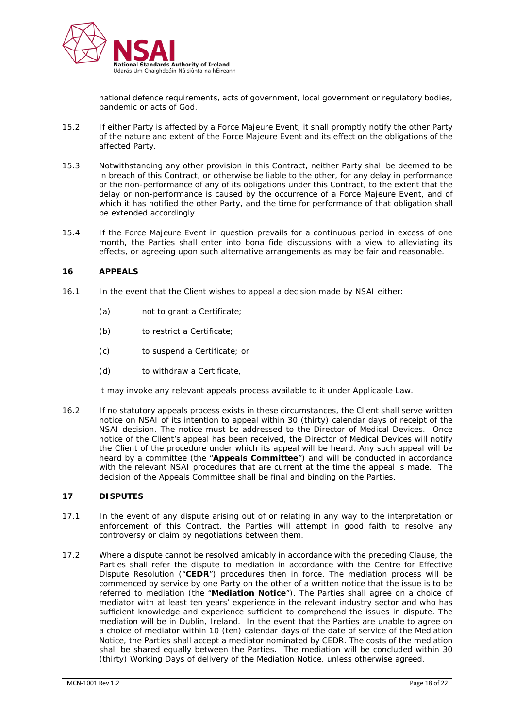national defence requirements, acts of government, local government or regulatory bodies, pandemic or acts of God.

15.2 If either Party is affected by a Force Majeure Event, it shall promptly notify the other Party of the nature and extent of the Force Majeure Event and its effect on the obligations of the affected Party.

15.3 Notwithstanding any other provision in this Contract, neither Party shall be deemed to be in breach of this Contract, or otherwise be liable to the other, for any delay in performance or the non-performance of any of its obligations under this Contract, to the extent that the delay or non-performance is caused by the occurrence of a Force Majeure Event, and of which it has notified the other Party, and the time for performance of that obligation shall be extended accordingly.

15.4 If the Force Majeure Event in question prevails for a continuous period in excess of one month, the Parties shall enter into bona fide discussions with a view to alleviating its effects, or agreeing upon such alternative arrangements as may be fair and reasonable.

## 16 APPEALS

16.1 In the event that the Client wishes to appeal a decision made by NSAI either:

(a) not to grant a Certificate;

(b) to restrict a Certificate;

(c) to suspend a Certificate; or

(d) to withdraw a Certificate,

it may invoke any relevant appeals process available to it under Applicable Law.

16.2 If no statutory appeals process exists in these circumstances, the Client shall serve written notice on NSAI of its intention to appeal within 30 (thirty) calendar days of receipt of the NSAI decision. The notice must be addressed to the Director of Medical Devices. Once notice of the Client's appeal has been received, the Director of Medical Devices will notify the Client of the procedure under which its appeal will be heard. Any such appeal will be heard by a committee (the "**Appeals Committee**") and will be conducted in accordance with the relevant NSAI procedures that are current at the time the appeal is made. The decision of the Appeals Committee shall be final and binding on the Parties.

## 17 DISPUTES

17.1 In the event of any dispute arising out of or relating in any way to the interpretation or enforcement of this Contract, the Parties will attempt in good faith to resolve any controversy or claim by negotiations between them.

17.2 Where a dispute cannot be resolved amicably in accordance with the preceding Clause, the Parties shall refer the dispute to mediation in accordance with the Centre for Effective Dispute Resolution ("**CEDR**") procedures then in force. The mediation process will be commenced by service by one Party on the other of a written notice that the issue is to be referred to mediation (the "**Mediation Notice**"). The Parties shall agree on a choice of mediator with at least ten years' experience in the relevant industry sector and who has sufficient knowledge and experience sufficient to comprehend the issues in dispute. The mediation will be in Dublin, Ireland. In the event that the Parties are unable to agree on a choice of mediator within 10 (ten) calendar days of the date of service of the Mediation Notice, the Parties shall accept a mediator nominated by CEDR. The costs of the mediation shall be shared equally between the Parties. The mediation will be concluded within 30 (thirty) Working Days of delivery of the Mediation Notice, unless otherwise agreed.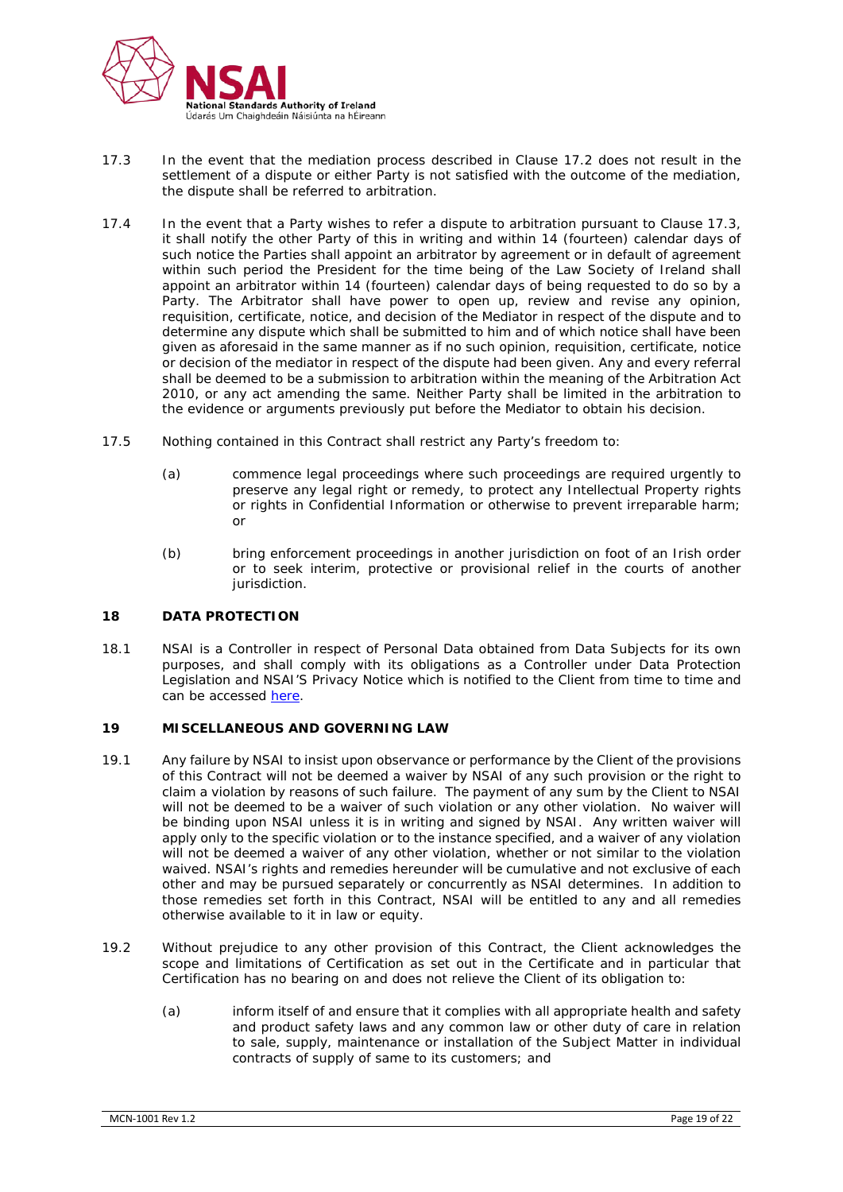17.3 In the event that the mediation process described in Clause 17.2 does not result in the settlement of a dispute or either Party is not satisfied with the outcome of the mediation, the dispute shall be referred to arbitration.

17.4 In the event that a Party wishes to refer a dispute to arbitration pursuant to Clause 17.3, it shall notify the other Party of this in writing and within 14 (fourteen) calendar days of such notice the Parties shall appoint an arbitrator by agreement or in default of agreement within such period the President for the time being of the Law Society of Ireland shall appoint an arbitrator within 14 (fourteen) calendar days of being requested to do so by a Party. The Arbitrator shall have power to open up, review and revise any opinion, requisition, certificate, notice, and decision of the Mediator in respect of the dispute and to determine any dispute which shall be submitted to him and of which notice shall have been given as aforesaid in the same manner as if no such opinion, requisition, certificate, notice or decision of the mediator in respect of the dispute had been given. Any and every referral shall be deemed to be a submission to arbitration within the meaning of the Arbitration Act 2010, or any act amending the same. Neither Party shall be limited in the arbitration to the evidence or arguments previously put before the Mediator to obtain his decision.

17.5 Nothing contained in this Contract shall restrict any Party's freedom to:

(a) commence legal proceedings where such proceedings are required urgently to preserve any legal right or remedy, to protect any Intellectual Property rights or rights in Confidential Information or otherwise to prevent irreparable harm; or

(b) bring enforcement proceedings in another jurisdiction on foot of an Irish order or to seek interim, protective or provisional relief in the courts of another jurisdiction.

## 18 DATA PROTECTION

18.1 NSAI is a Controller in respect of Personal Data obtained from Data Subjects for its own purposes, and shall comply with its obligations as a Controller under Data Protection Legislation and NSAI'S Privacy Notice which is notified to the Client from time to time and can be accessed here.

## 19 MISCELLANEOUS AND GOVERNING LAW

19.1 Any failure by NSAI to insist upon observance or performance by the Client of the provisions of this Contract will not be deemed a waiver by NSAI of any such provision or the right to claim a violation by reasons of such failure. The payment of any sum by the Client to NSAI will not be deemed to be a waiver of such violation or any other violation. No waiver will be binding upon NSAI unless it is in writing and signed by NSAI. Any written waiver will apply only to the specific violation or to the instance specified, and a waiver of any violation will not be deemed a waiver of any other violation, whether or not similar to the violation waived. NSAI's rights and remedies hereunder will be cumulative and not exclusive of each other and may be pursued separately or concurrently as NSAI determines. In addition to those remedies set forth in this Contract, NSAI will be entitled to any and all remedies otherwise available to it in law or equity.

19.2 Without prejudice to any other provision of this Contract, the Client acknowledges the scope and limitations of Certification as set out in the Certificate and in particular that Certification has no bearing on and does not relieve the Client of its obligation to:

(a) inform itself of and ensure that it complies with all appropriate health and safety and product safety laws and any common law or other duty of care in relation to sale, supply, maintenance or installation of the Subject Matter in individual contracts of supply of same to its customers; and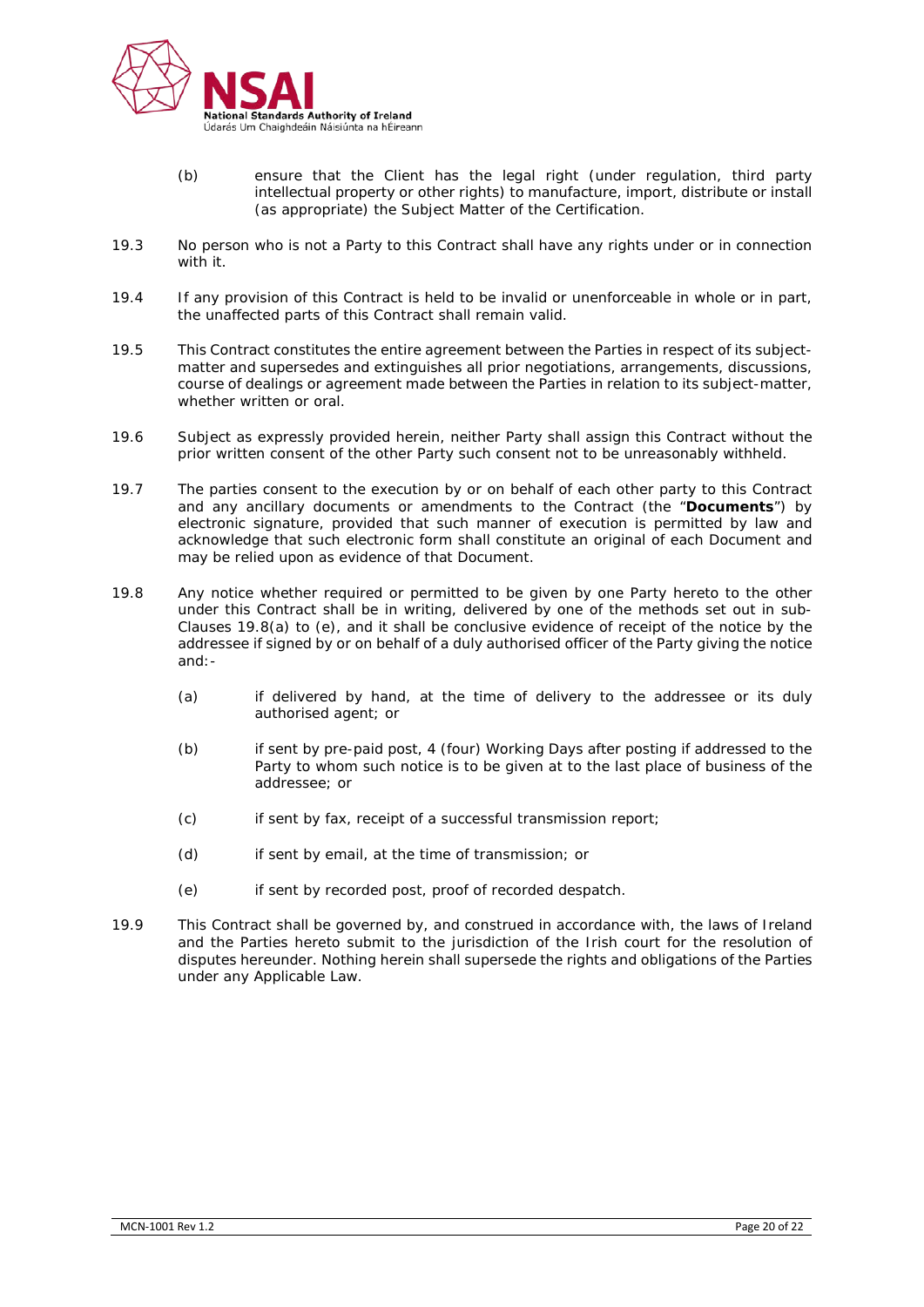(b) ensure that the Client has the legal right (under regulation, third party intellectual property or other rights) to manufacture, import, distribute or install (as appropriate) the Subject Matter of the Certification.

19.3 No person who is not a Party to this Contract shall have any rights under or in connection with it.

19.4 If any provision of this Contract is held to be invalid or unenforceable in whole or in part, the unaffected parts of this Contract shall remain valid.

19.5 This Contract constitutes the entire agreement between the Parties in respect of its subject-matter and supersedes and extinguishes all prior negotiations, arrangements, discussions, course of dealings or agreement made between the Parties in relation to its subject-matter, whether written or oral.

19.6 Subject as expressly provided herein, neither Party shall assign this Contract without the prior written consent of the other Party such consent not to be unreasonably withheld.

19.7 The parties consent to the execution by or on behalf of each other party to this Contract and any ancillary documents or amendments to the Contract (the "**Documents**") by electronic signature, provided that such manner of execution is permitted by law and acknowledge that such electronic form shall constitute an original of each Document and may be relied upon as evidence of that Document.

19.8 Any notice whether required or permitted to be given by one Party hereto to the other under this Contract shall be in writing, delivered by one of the methods set out in sub-Clauses 19.8(a) to (e), and it shall be conclusive evidence of receipt of the notice by the addressee if signed by or on behalf of a duly authorised officer of the Party giving the notice and:-

(a) if delivered by hand, at the time of delivery to the addressee or its duly authorised agent; or

(b) if sent by pre-paid post, 4 (four) Working Days after posting if addressed to the Party to whom such notice is to be given at to the last place of business of the addressee; or

(c) if sent by fax, receipt of a successful transmission report;

(d) if sent by email, at the time of transmission; or

(e) if sent by recorded post, proof of recorded despatch.

19.9 This Contract shall be governed by, and construed in accordance with, the laws of Ireland and the Parties hereto submit to the jurisdiction of the Irish court for the resolution of disputes hereunder. Nothing herein shall supersede the rights and obligations of the Parties under any Applicable Law.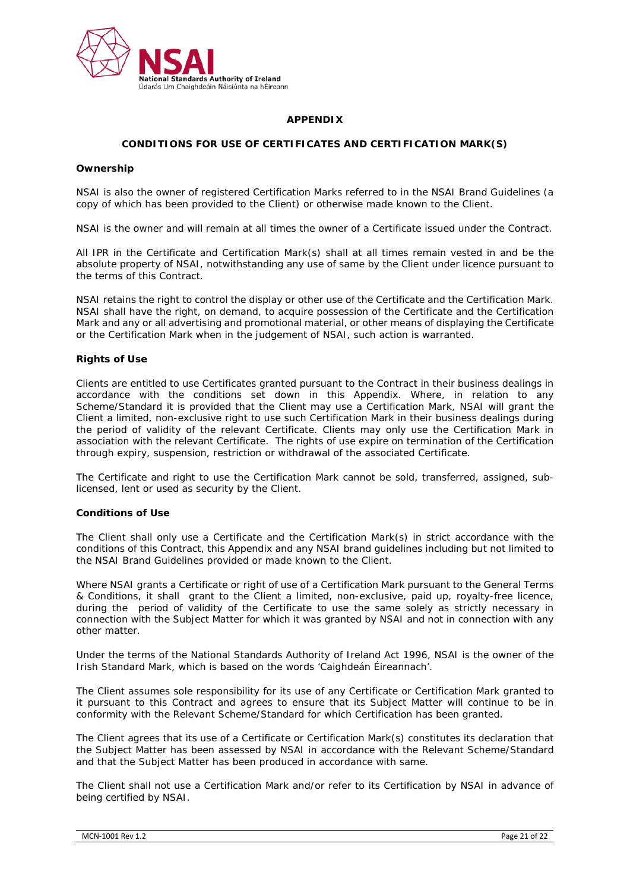# APPENDIX

## CONDITIONS FOR USE OF CERTIFICATES AND CERTIFICATION MARK(S)

### Ownership

NSAI is also the owner of registered Certification Marks referred to in the NSAI Brand Guidelines (a copy of which has been provided to the Client) or otherwise made known to the Client.

NSAI is the owner and will remain at all times the owner of a Certificate issued under the Contract.

All IPR in the Certificate and Certification Mark(s) shall at all times remain vested in and be the absolute property of NSAI, notwithstanding any use of same by the Client under licence pursuant to the terms of this Contract.

NSAI retains the right to control the display or other use of the Certificate and the Certification Mark. NSAI shall have the right, on demand, to acquire possession of the Certificate and the Certification Mark and any or all advertising and promotional material, or other means of displaying the Certificate or the Certification Mark when in the judgement of NSAI, such action is warranted.

### Rights of Use

Clients are entitled to use Certificates granted pursuant to the Contract in their business dealings in accordance with the conditions set down in this Appendix. Where, in relation to any Scheme/Standard it is provided that the Client may use a Certification Mark, NSAI will grant the Client a limited, non-exclusive right to use such Certification Mark in their business dealings during the period of validity of the relevant Certificate. Clients may only use the Certification Mark in association with the relevant Certificate. The rights of use expire on termination of the Certification through expiry, suspension, restriction or withdrawal of the associated Certificate.

The Certificate and right to use the Certification Mark cannot be sold, transferred, assigned, sub-licensed, lent or used as security by the Client.

### Conditions of Use

The Client shall only use a Certificate and the Certification Mark(s) in strict accordance with the conditions of this Contract, this Appendix and any NSAI brand guidelines including but not limited to the NSAI Brand Guidelines provided or made known to the Client.

Where NSAI grants a Certificate or right of use of a Certification Mark pursuant to the General Terms & Conditions, it shall grant to the Client a limited, non-exclusive, paid up, royalty-free licence, during the period of validity of the Certificate to use the same solely as strictly necessary in connection with the Subject Matter for which it was granted by NSAI and not in connection with any other matter.

Under the terms of the National Standards Authority of Ireland Act 1996, NSAI is the owner of the Irish Standard Mark, which is based on the words 'Caighdeán Éireannach'.

The Client assumes sole responsibility for its use of any Certificate or Certification Mark granted to it pursuant to this Contract and agrees to ensure that its Subject Matter will continue to be in conformity with the Relevant Scheme/Standard for which Certification has been granted.

The Client agrees that its use of a Certificate or Certification Mark(s) constitutes its declaration that the Subject Matter has been assessed by NSAI in accordance with the Relevant Scheme/Standard and that the Subject Matter has been produced in accordance with same.

The Client shall not use a Certification Mark and/or refer to its Certification by NSAI in advance of being certified by NSAI.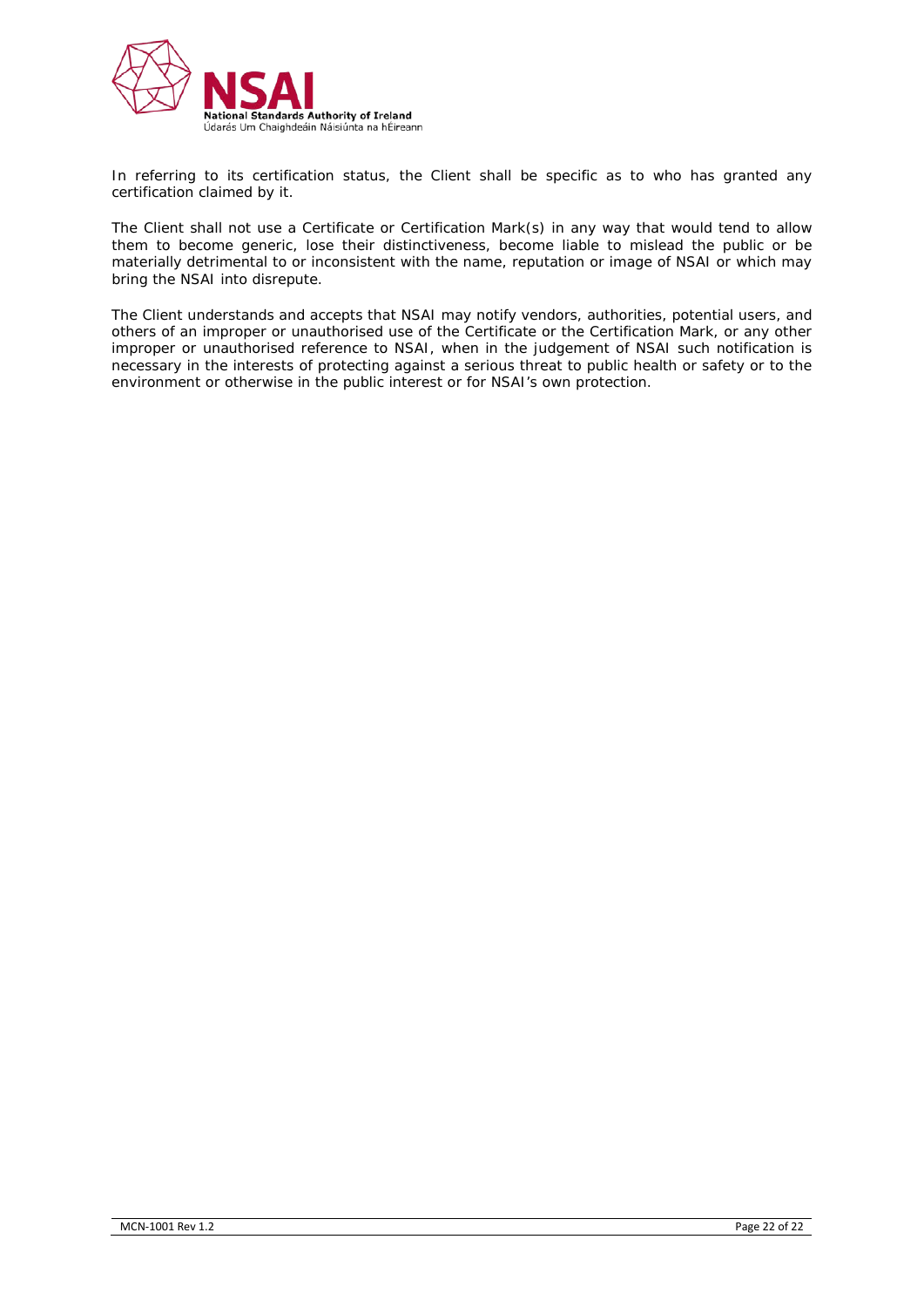In referring to its certification status, the Client shall be specific as to who has granted any certification claimed by it.

The Client shall not use a Certificate or Certification Mark(s) in any way that would tend to allow them to become generic, lose their distinctiveness, become liable to mislead the public or be materially detrimental to or inconsistent with the name, reputation or image of NSAI or which may bring the NSAI into disrepute.

The Client understands and accepts that NSAI may notify vendors, authorities, potential users, and others of an improper or unauthorised use of the Certificate or the Certification Mark, or any other improper or unauthorised reference to NSAI, when in the judgement of NSAI such notification is necessary in the interests of protecting against a serious threat to public health or safety or to the environment or otherwise in the public interest or for NSAI's own protection.